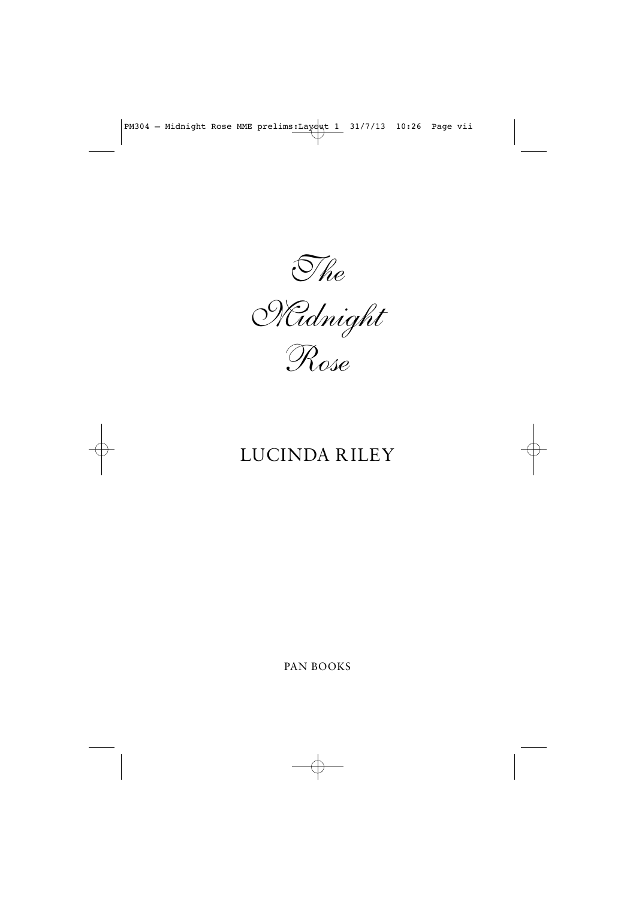# The Midnight Rose

LUCINDA RILEY

PAN BOOKS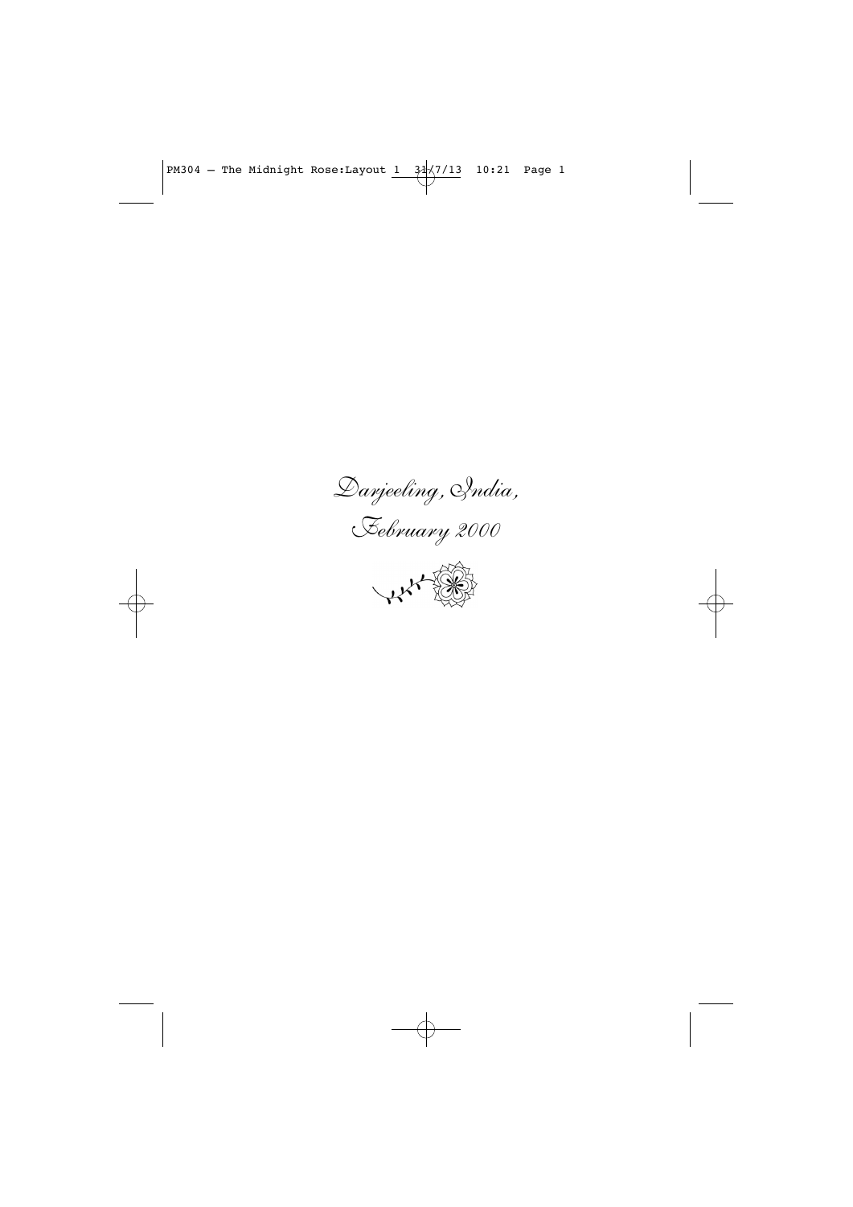# *Darjeeling, India,*
# *February 2000*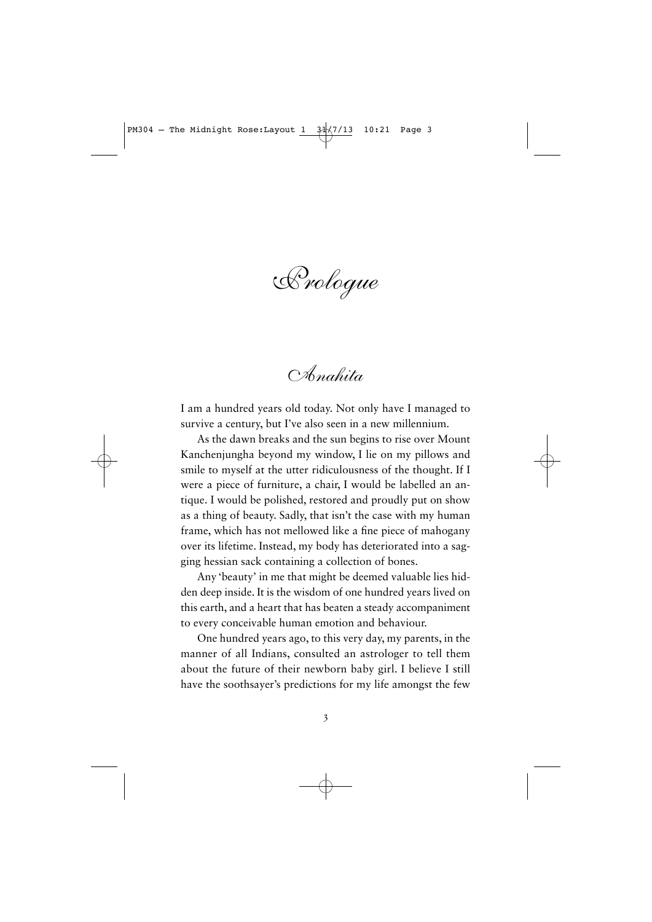# Prologue

## Anahita

I am a hundred years old today. Not only have I managed to survive a century, but I've also seen in a new millennium.

As the dawn breaks and the sun begins to rise over Mount Kanchenjungha beyond my window, I lie on my pillows and smile to myself at the utter ridiculousness of the thought. If I were a piece of furniture, a chair, I would be labelled an antique. I would be polished, restored and proudly put on show as a thing of beauty. Sadly, that isn't the case with my human frame, which has not mellowed like a fine piece of mahogany over its lifetime. Instead, my body has deteriorated into a sagging hessian sack containing a collection of bones.

Any 'beauty' in me that might be deemed valuable lies hidden deep inside. It is the wisdom of one hundred years lived on this earth, and a heart that has beaten a steady accompaniment to every conceivable human emotion and behaviour.

One hundred years ago, to this very day, my parents, in the manner of all Indians, consulted an astrologer to tell them about the future of their newborn baby girl. I believe I still have the soothsayer's predictions for my life amongst the few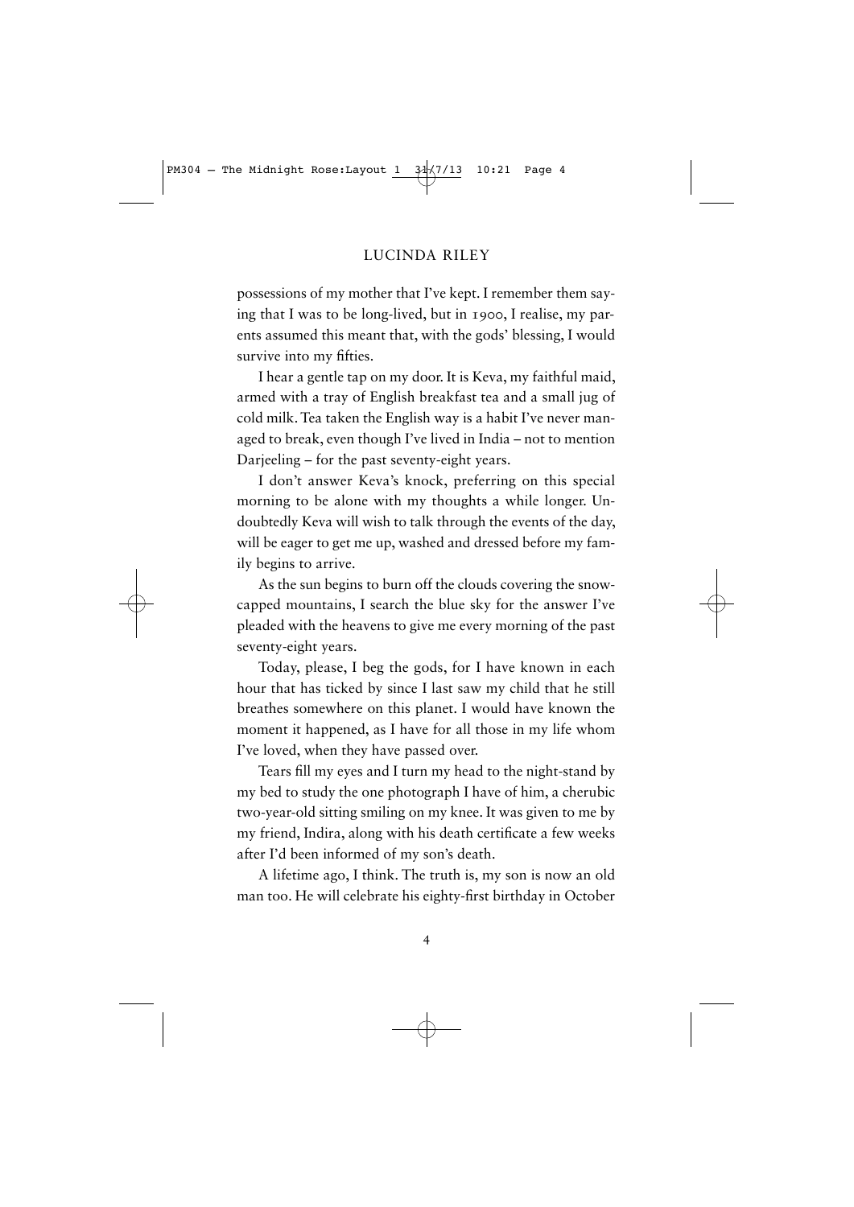possessions of my mother that I've kept. I remember them saying that I was to be long-lived, but in 1900, I realise, my parents assumed this meant that, with the gods' blessing, I would survive into my fifties.

I hear a gentle tap on my door. It is Keva, my faithful maid, armed with a tray of English breakfast tea and a small jug of cold milk. Tea taken the English way is a habit I've never managed to break, even though I've lived in India – not to mention Darjeeling – for the past seventy-eight years.

I don't answer Keva's knock, preferring on this special morning to be alone with my thoughts a while longer. Undoubtedly Keva will wish to talk through the events of the day, will be eager to get me up, washed and dressed before my family begins to arrive.

As the sun begins to burn off the clouds covering the snow-capped mountains, I search the blue sky for the answer I've pleaded with the heavens to give me every morning of the past seventy-eight years.

Today, please, I beg the gods, for I have known in each hour that has ticked by since I last saw my child that he still breathes somewhere on this planet. I would have known the moment it happened, as I have for all those in my life whom I've loved, when they have passed over.

Tears fill my eyes and I turn my head to the night-stand by my bed to study the one photograph I have of him, a cherubic two-year-old sitting smiling on my knee. It was given to me by my friend, Indira, along with his death certificate a few weeks after I'd been informed of my son's death.

A lifetime ago, I think. The truth is, my son is now an old man too. He will celebrate his eighty-first birthday in October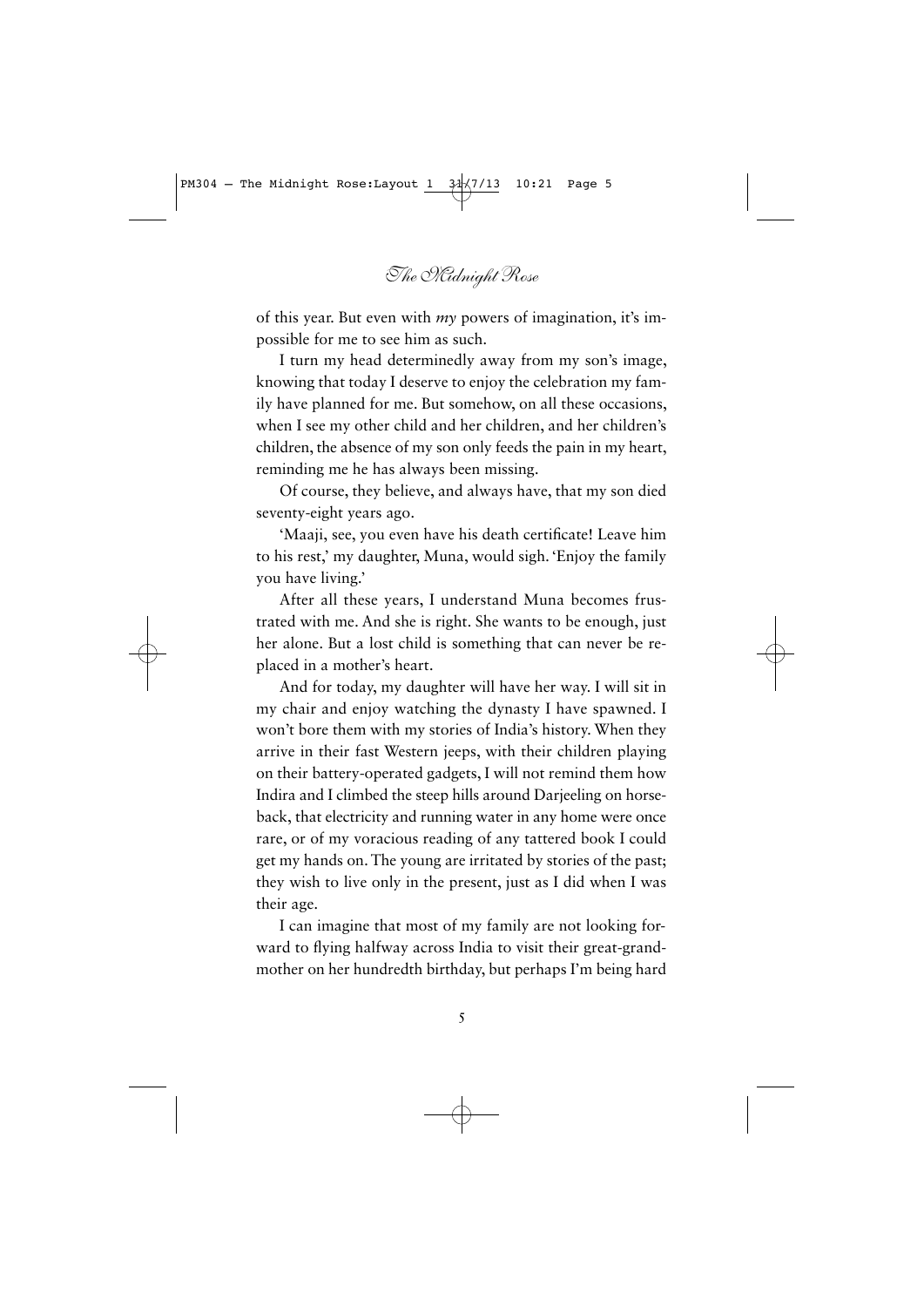of this year. But even with *my* powers of imagination, it's impossible for me to see him as such.

I turn my head determinedly away from my son's image, knowing that today I deserve to enjoy the celebration my family have planned for me. But somehow, on all these occasions, when I see my other child and her children, and her children's children, the absence of my son only feeds the pain in my heart, reminding me he has always been missing.

Of course, they believe, and always have, that my son died seventy-eight years ago.

'Maaji, see, you even have his death certificate! Leave him to his rest,' my daughter, Muna, would sigh. 'Enjoy the family you have living.'

After all these years, I understand Muna becomes frustrated with me. And she is right. She wants to be enough, just her alone. But a lost child is something that can never be replaced in a mother's heart.

And for today, my daughter will have her way. I will sit in my chair and enjoy watching the dynasty I have spawned. I won't bore them with my stories of India's history. When they arrive in their fast Western jeeps, with their children playing on their battery-operated gadgets, I will not remind them how Indira and I climbed the steep hills around Darjeeling on horseback, that electricity and running water in any home were once rare, or of my voracious reading of any tattered book I could get my hands on. The young are irritated by stories of the past; they wish to live only in the present, just as I did when I was their age.

I can imagine that most of my family are not looking forward to flying halfway across India to visit their great-grandmother on her hundredth birthday, but perhaps I'm being hard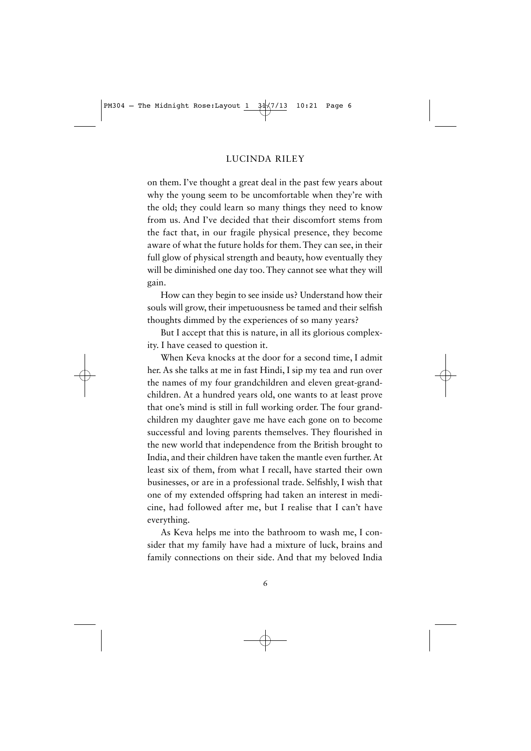on them. I've thought a great deal in the past few years about why the young seem to be uncomfortable when they're with the old; they could learn so many things they need to know from us. And I've decided that their discomfort stems from the fact that, in our fragile physical presence, they become aware of what the future holds for them. They can see, in their full glow of physical strength and beauty, how eventually they will be diminished one day too. They cannot see what they will gain.

How can they begin to see inside us? Understand how their souls will grow, their impetuousness be tamed and their selfish thoughts dimmed by the experiences of so many years?

But I accept that this is nature, in all its glorious complexity. I have ceased to question it.

When Keva knocks at the door for a second time, I admit her. As she talks at me in fast Hindi, I sip my tea and run over the names of my four grandchildren and eleven great-grandchildren. At a hundred years old, one wants to at least prove that one's mind is still in full working order. The four grandchildren my daughter gave me have each gone on to become successful and loving parents themselves. They flourished in the new world that independence from the British brought to India, and their children have taken the mantle even further. At least six of them, from what I recall, have started their own businesses, or are in a professional trade. Selfishly, I wish that one of my extended offspring had taken an interest in medicine, had followed after me, but I realise that I can't have everything.

As Keva helps me into the bathroom to wash me, I consider that my family have had a mixture of luck, brains and family connections on their side. And that my beloved India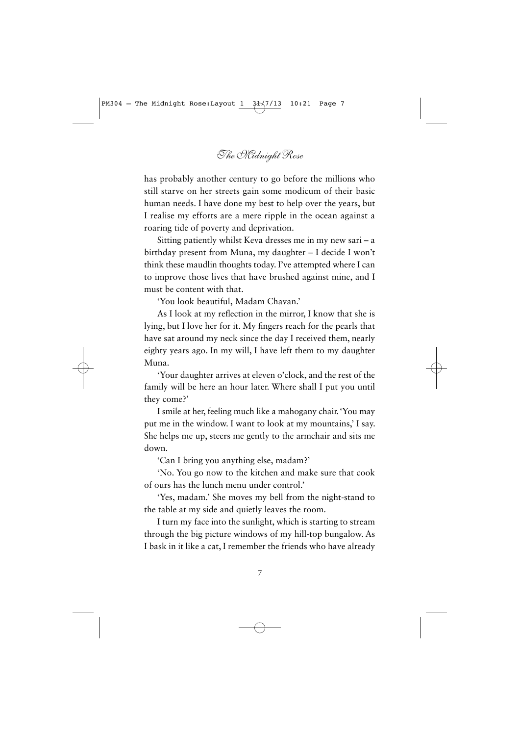has probably another century to go before the millions who still starve on her streets gain some modicum of their basic human needs. I have done my best to help over the years, but I realise my efforts are a mere ripple in the ocean against a roaring tide of poverty and deprivation.

Sitting patiently whilst Keva dresses me in my new sari – a birthday present from Muna, my daughter – I decide I won't think these maudlin thoughts today. I've attempted where I can to improve those lives that have brushed against mine, and I must be content with that.

'You look beautiful, Madam Chavan.'

As I look at my reflection in the mirror, I know that she is lying, but I love her for it. My fingers reach for the pearls that have sat around my neck since the day I received them, nearly eighty years ago. In my will, I have left them to my daughter Muna.

'Your daughter arrives at eleven o'clock, and the rest of the family will be here an hour later. Where shall I put you until they come?'

I smile at her, feeling much like a mahogany chair. 'You may put me in the window. I want to look at my mountains,' I say. She helps me up, steers me gently to the armchair and sits me down.

'Can I bring you anything else, madam?'

'No. You go now to the kitchen and make sure that cook of ours has the lunch menu under control.'

'Yes, madam.' She moves my bell from the night-stand to the table at my side and quietly leaves the room.

I turn my face into the sunlight, which is starting to stream through the big picture windows of my hill-top bungalow. As I bask in it like a cat, I remember the friends who have already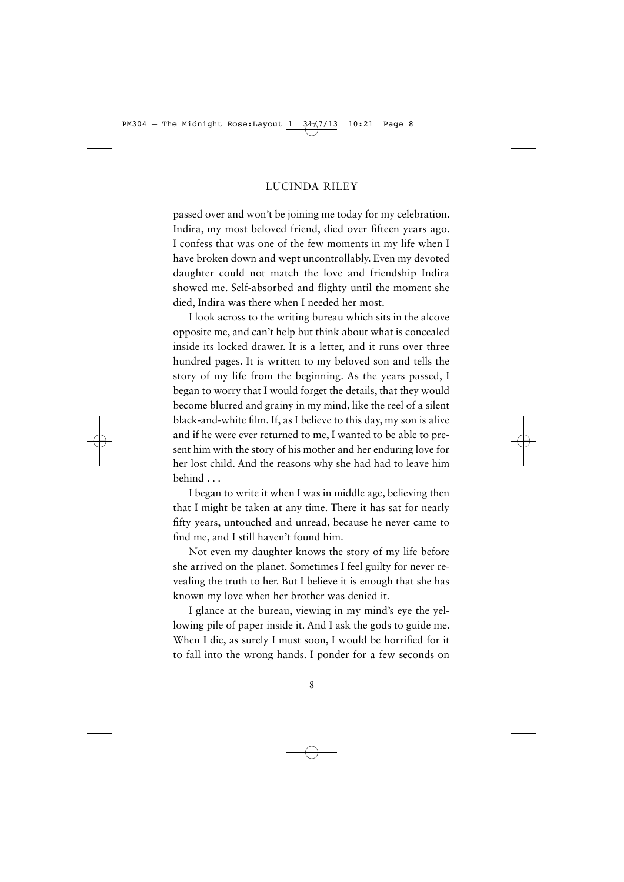passed over and won't be joining me today for my celebration. Indira, my most beloved friend, died over fifteen years ago. I confess that was one of the few moments in my life when I have broken down and wept uncontrollably. Even my devoted daughter could not match the love and friendship Indira showed me. Self-absorbed and flighty until the moment she died, Indira was there when I needed her most.

I look across to the writing bureau which sits in the alcove opposite me, and can't help but think about what is concealed inside its locked drawer. It is a letter, and it runs over three hundred pages. It is written to my beloved son and tells the story of my life from the beginning. As the years passed, I began to worry that I would forget the details, that they would become blurred and grainy in my mind, like the reel of a silent black-and-white film. If, as I believe to this day, my son is alive and if he were ever returned to me, I wanted to be able to present him with the story of his mother and her enduring love for her lost child. And the reasons why she had had to leave him behind . . .

I began to write it when I was in middle age, believing then that I might be taken at any time. There it has sat for nearly fifty years, untouched and unread, because he never came to find me, and I still haven't found him.

Not even my daughter knows the story of my life before she arrived on the planet. Sometimes I feel guilty for never revealing the truth to her. But I believe it is enough that she has known my love when her brother was denied it.

I glance at the bureau, viewing in my mind's eye the yellowing pile of paper inside it. And I ask the gods to guide me. When I die, as surely I must soon, I would be horrified for it to fall into the wrong hands. I ponder for a few seconds on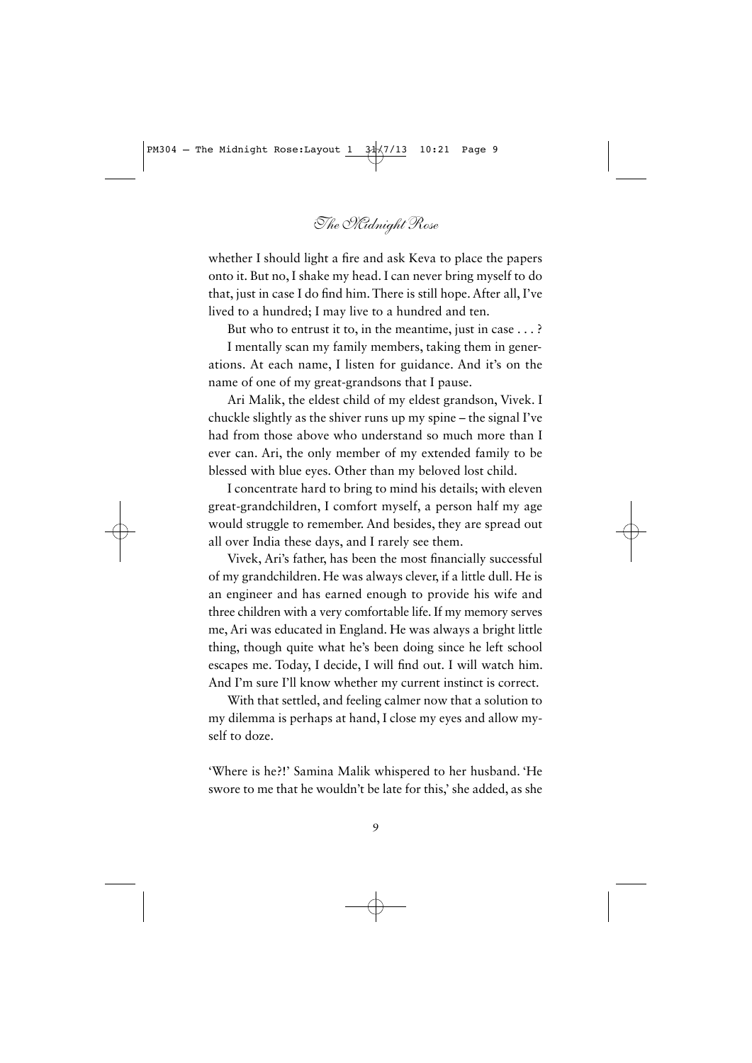whether I should light a fire and ask Keva to place the papers onto it. But no, I shake my head. I can never bring myself to do that, just in case I do find him. There is still hope. After all, I've lived to a hundred; I may live to a hundred and ten.

But who to entrust it to, in the meantime, just in case . . . ?

I mentally scan my family members, taking them in generations. At each name, I listen for guidance. And it's on the name of one of my great-grandsons that I pause.

Ari Malik, the eldest child of my eldest grandson, Vivek. I chuckle slightly as the shiver runs up my spine – the signal I've had from those above who understand so much more than I ever can. Ari, the only member of my extended family to be blessed with blue eyes. Other than my beloved lost child.

I concentrate hard to bring to mind his details; with eleven great-grandchildren, I comfort myself, a person half my age would struggle to remember. And besides, they are spread out all over India these days, and I rarely see them.

Vivek, Ari's father, has been the most financially successful of my grandchildren. He was always clever, if a little dull. He is an engineer and has earned enough to provide his wife and three children with a very comfortable life. If my memory serves me, Ari was educated in England. He was always a bright little thing, though quite what he's been doing since he left school escapes me. Today, I decide, I will find out. I will watch him. And I'm sure I'll know whether my current instinct is correct.

With that settled, and feeling calmer now that a solution to my dilemma is perhaps at hand, I close my eyes and allow myself to doze.

'Where is he?!' Samina Malik whispered to her husband. 'He swore to me that he wouldn't be late for this,' she added, as she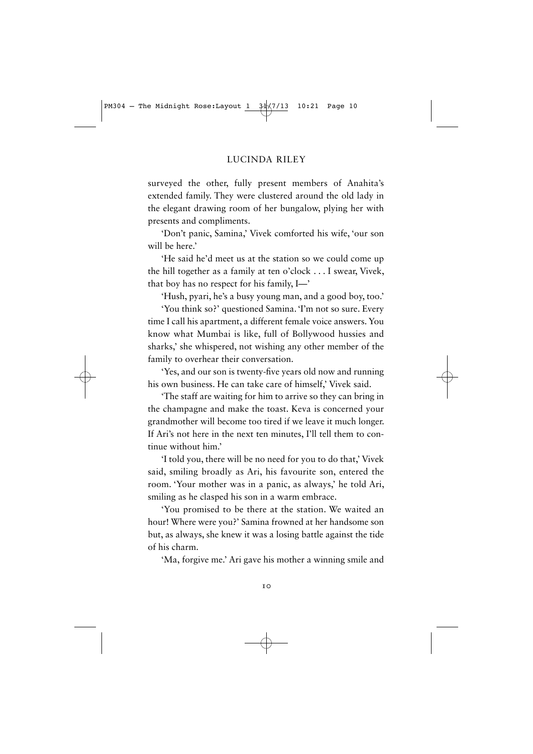surveyed the other, fully present members of Anahita's extended family. They were clustered around the old lady in the elegant drawing room of her bungalow, plying her with presents and compliments.

'Don't panic, Samina,' Vivek comforted his wife, 'our son will be here.'

'He said he'd meet us at the station so we could come up the hill together as a family at ten o'clock . . . I swear, Vivek, that boy has no respect for his family, I—'

'Hush, pyari, he's a busy young man, and a good boy, too.'

'You think so?' questioned Samina. 'I'm not so sure. Every time I call his apartment, a different female voice answers. You know what Mumbai is like, full of Bollywood hussies and sharks,' she whispered, not wishing any other member of the family to overhear their conversation.

'Yes, and our son is twenty-five years old now and running his own business. He can take care of himself,' Vivek said.

'The staff are waiting for him to arrive so they can bring in the champagne and make the toast. Keva is concerned your grandmother will become too tired if we leave it much longer. If Ari's not here in the next ten minutes, I'll tell them to continue without him.'

'I told you, there will be no need for you to do that,' Vivek said, smiling broadly as Ari, his favourite son, entered the room. 'Your mother was in a panic, as always,' he told Ari, smiling as he clasped his son in a warm embrace.

'You promised to be there at the station. We waited an hour! Where were you?' Samina frowned at her handsome son but, as always, she knew it was a losing battle against the tide of his charm.

'Ma, forgive me.' Ari gave his mother a winning smile and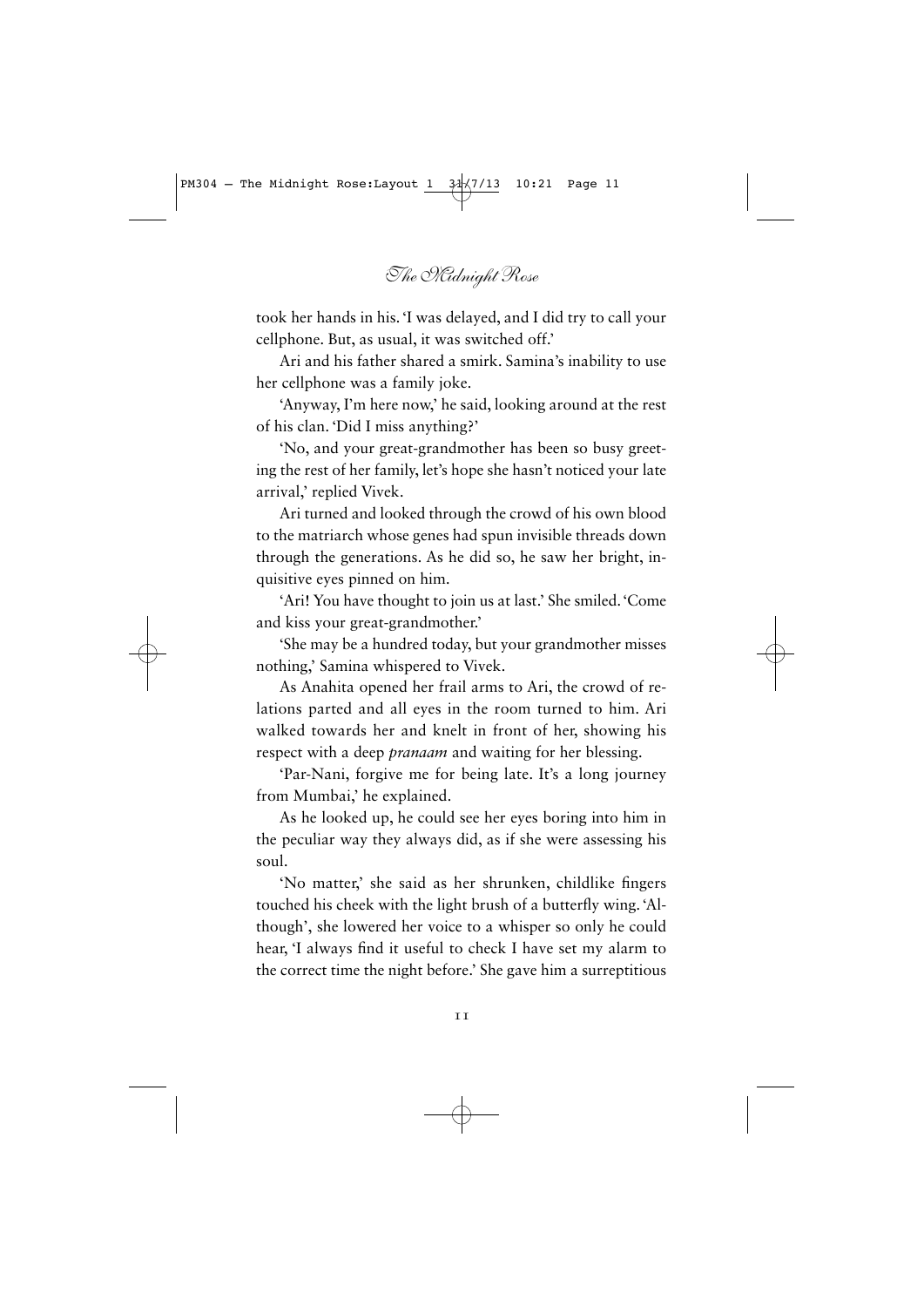took her hands in his. 'I was delayed, and I did try to call your cellphone. But, as usual, it was switched off.'

Ari and his father shared a smirk. Samina's inability to use her cellphone was a family joke.

'Anyway, I'm here now,' he said, looking around at the rest of his clan. 'Did I miss anything?'

'No, and your great-grandmother has been so busy greeting the rest of her family, let's hope she hasn't noticed your late arrival,' replied Vivek.

Ari turned and looked through the crowd of his own blood to the matriarch whose genes had spun invisible threads down through the generations. As he did so, he saw her bright, inquisitive eyes pinned on him.

'Ari! You have thought to join us at last.' She smiled. 'Come and kiss your great-grandmother.'

'She may be a hundred today, but your grandmother misses nothing,' Samina whispered to Vivek.

As Anahita opened her frail arms to Ari, the crowd of relations parted and all eyes in the room turned to him. Ari walked towards her and knelt in front of her, showing his respect with a deep *pranaam* and waiting for her blessing.

'Par-Nani, forgive me for being late. It's a long journey from Mumbai,' he explained.

As he looked up, he could see her eyes boring into him in the peculiar way they always did, as if she were assessing his soul.

'No matter,' she said as her shrunken, childlike fingers touched his cheek with the light brush of a butterfly wing. 'Although', she lowered her voice to a whisper so only he could hear, 'I always find it useful to check I have set my alarm to the correct time the night before.' She gave him a surreptitious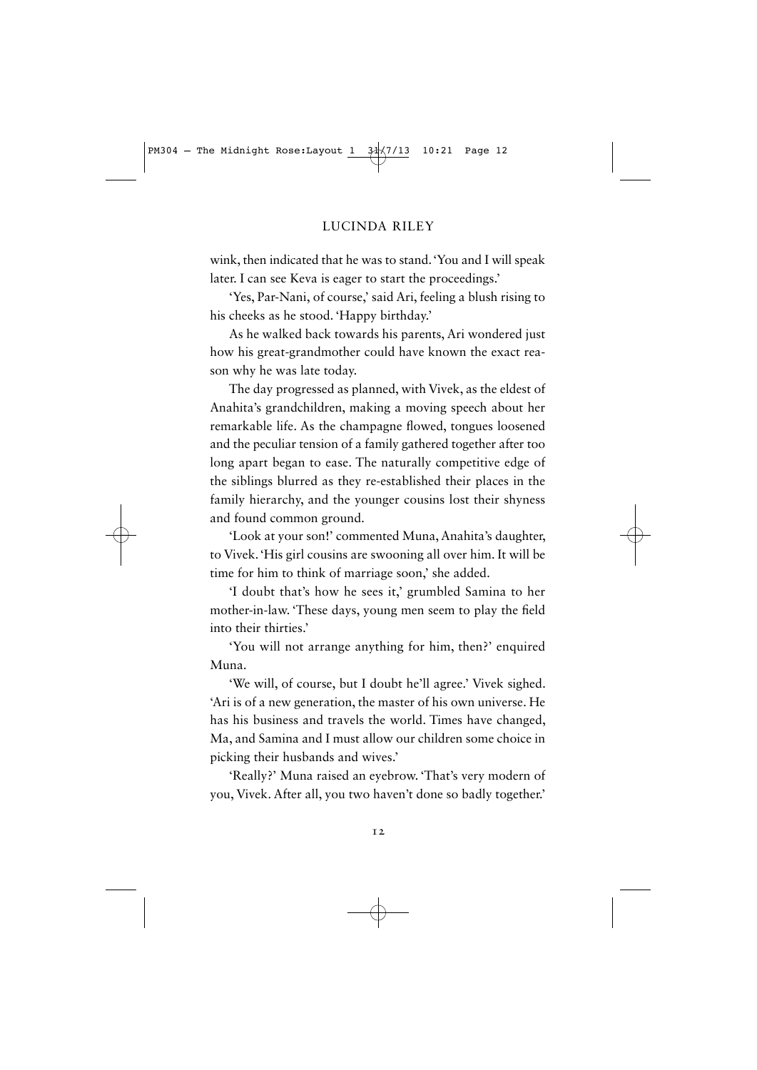wink, then indicated that he was to stand. 'You and I will speak later. I can see Keva is eager to start the proceedings.'

'Yes, Par-Nani, of course,' said Ari, feeling a blush rising to his cheeks as he stood. 'Happy birthday.'

As he walked back towards his parents, Ari wondered just how his great-grandmother could have known the exact reason why he was late today.

The day progressed as planned, with Vivek, as the eldest of Anahita's grandchildren, making a moving speech about her remarkable life. As the champagne flowed, tongues loosened and the peculiar tension of a family gathered together after too long apart began to ease. The naturally competitive edge of the siblings blurred as they re-established their places in the family hierarchy, and the younger cousins lost their shyness and found common ground.

'Look at your son!' commented Muna, Anahita's daughter, to Vivek. 'His girl cousins are swooning all over him. It will be time for him to think of marriage soon,' she added.

'I doubt that's how he sees it,' grumbled Samina to her mother-in-law. 'These days, young men seem to play the field into their thirties.'

'You will not arrange anything for him, then?' enquired Muna.

'We will, of course, but I doubt he'll agree.' Vivek sighed. 'Ari is of a new generation, the master of his own universe. He has his business and travels the world. Times have changed, Ma, and Samina and I must allow our children some choice in picking their husbands and wives.'

'Really?' Muna raised an eyebrow. 'That's very modern of you, Vivek. After all, you two haven't done so badly together.'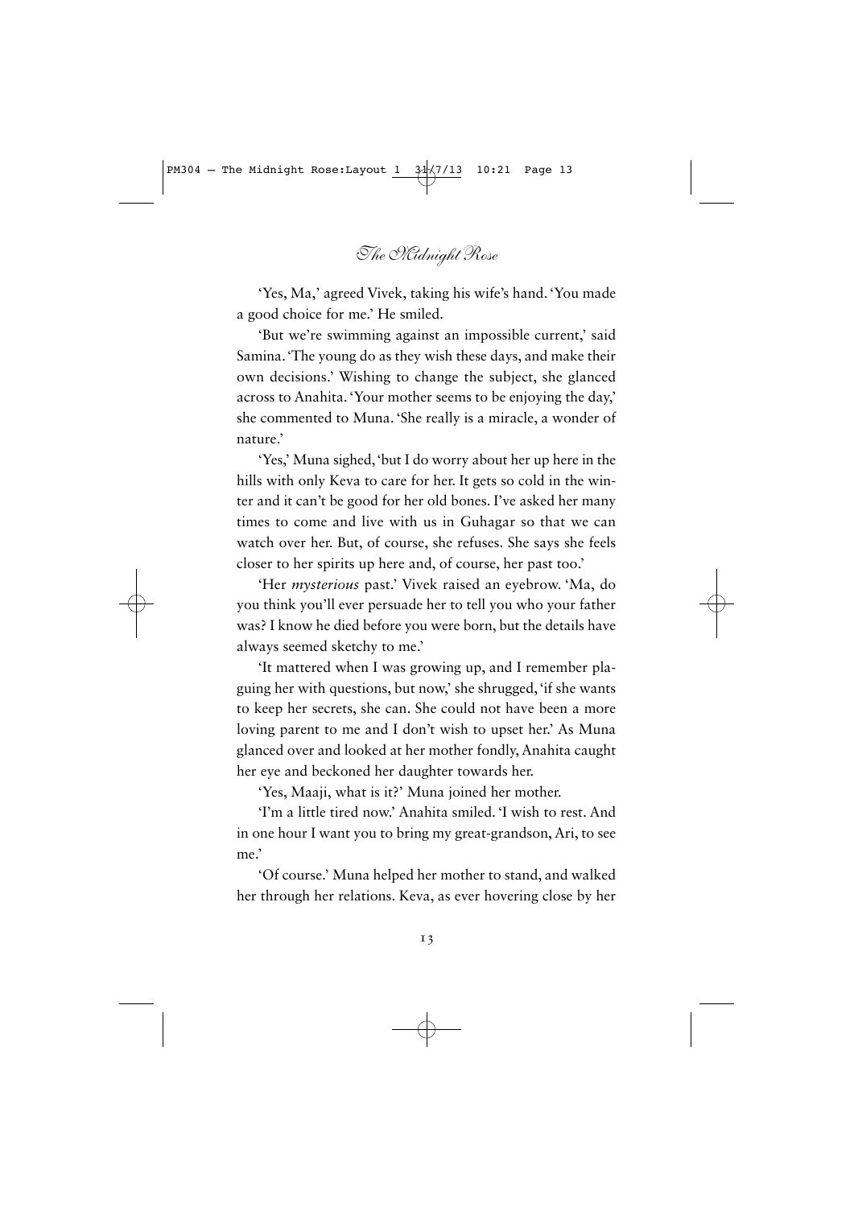'Yes, Ma,' agreed Vivek, taking his wife's hand. 'You made a good choice for me.' He smiled.

'But we're swimming against an impossible current,' said Samina. 'The young do as they wish these days, and make their own decisions.' Wishing to change the subject, she glanced across to Anahita. 'Your mother seems to be enjoying the day,' she commented to Muna. 'She really is a miracle, a wonder of nature.'

'Yes,' Muna sighed, 'but I do worry about her up here in the hills with only Keva to care for her. It gets so cold in the winter and it can't be good for her old bones. I've asked her many times to come and live with us in Guhagar so that we can watch over her. But, of course, she refuses. She says she feels closer to her spirits up here and, of course, her past too.'

'Her *mysterious* past.' Vivek raised an eyebrow. 'Ma, do you think you'll ever persuade her to tell you who your father was? I know he died before you were born, but the details have always seemed sketchy to me.'

'It mattered when I was growing up, and I remember plaguing her with questions, but now,' she shrugged, 'if she wants to keep her secrets, she can. She could not have been a more loving parent to me and I don't wish to upset her.' As Muna glanced over and looked at her mother fondly, Anahita caught her eye and beckoned her daughter towards her.

'Yes, Maaji, what is it?' Muna joined her mother.

'I'm a little tired now.' Anahita smiled. 'I wish to rest. And in one hour I want you to bring my great-grandson, Ari, to see me.'

'Of course.' Muna helped her mother to stand, and walked her through her relations. Keva, as ever hovering close by her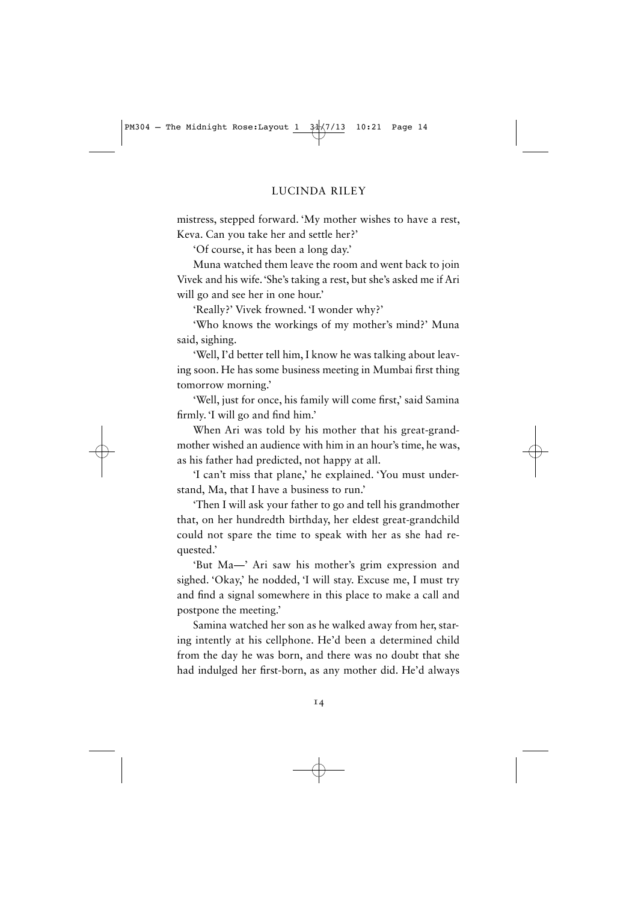mistress, stepped forward. 'My mother wishes to have a rest, Keva. Can you take her and settle her?'

'Of course, it has been a long day.'

Muna watched them leave the room and went back to join Vivek and his wife. 'She's taking a rest, but she's asked me if Ari will go and see her in one hour.'

'Really?' Vivek frowned. 'I wonder why?'

'Who knows the workings of my mother's mind?' Muna said, sighing.

'Well, I'd better tell him, I know he was talking about leaving soon. He has some business meeting in Mumbai first thing tomorrow morning.'

'Well, just for once, his family will come first,' said Samina firmly. 'I will go and find him.'

When Ari was told by his mother that his great-grandmother wished an audience with him in an hour's time, he was, as his father had predicted, not happy at all.

'I can't miss that plane,' he explained. 'You must understand, Ma, that I have a business to run.'

'Then I will ask your father to go and tell his grandmother that, on her hundredth birthday, her eldest great-grandchild could not spare the time to speak with her as she had requested.'

'But Ma—' Ari saw his mother's grim expression and sighed. 'Okay,' he nodded, 'I will stay. Excuse me, I must try and find a signal somewhere in this place to make a call and postpone the meeting.'

Samina watched her son as he walked away from her, staring intently at his cellphone. He'd been a determined child from the day he was born, and there was no doubt that she had indulged her first-born, as any mother did. He'd always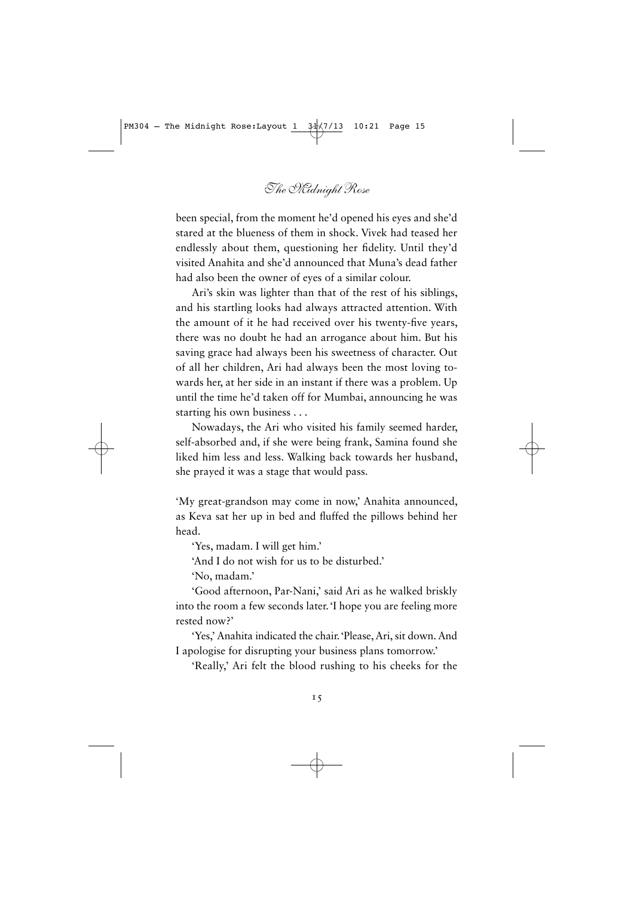been special, from the moment he'd opened his eyes and she'd stared at the blueness of them in shock. Vivek had teased her endlessly about them, questioning her fidelity. Until they'd visited Anahita and she'd announced that Muna's dead father had also been the owner of eyes of a similar colour.

Ari's skin was lighter than that of the rest of his siblings, and his startling looks had always attracted attention. With the amount of it he had received over his twenty-five years, there was no doubt he had an arrogance about him. But his saving grace had always been his sweetness of character. Out of all her children, Ari had always been the most loving towards her, at her side in an instant if there was a problem. Up until the time he'd taken off for Mumbai, announcing he was starting his own business . . .

Nowadays, the Ari who visited his family seemed harder, self-absorbed and, if she were being frank, Samina found she liked him less and less. Walking back towards her husband, she prayed it was a stage that would pass.

'My great-grandson may come in now,' Anahita announced, as Keva sat her up in bed and fluffed the pillows behind her head.

'Yes, madam. I will get him.'

'And I do not wish for us to be disturbed.'

'No, madam.'

'Good afternoon, Par-Nani,' said Ari as he walked briskly into the room a few seconds later. 'I hope you are feeling more rested now?'

'Yes,' Anahita indicated the chair. 'Please, Ari, sit down. And I apologise for disrupting your business plans tomorrow.'

'Really,' Ari felt the blood rushing to his cheeks for the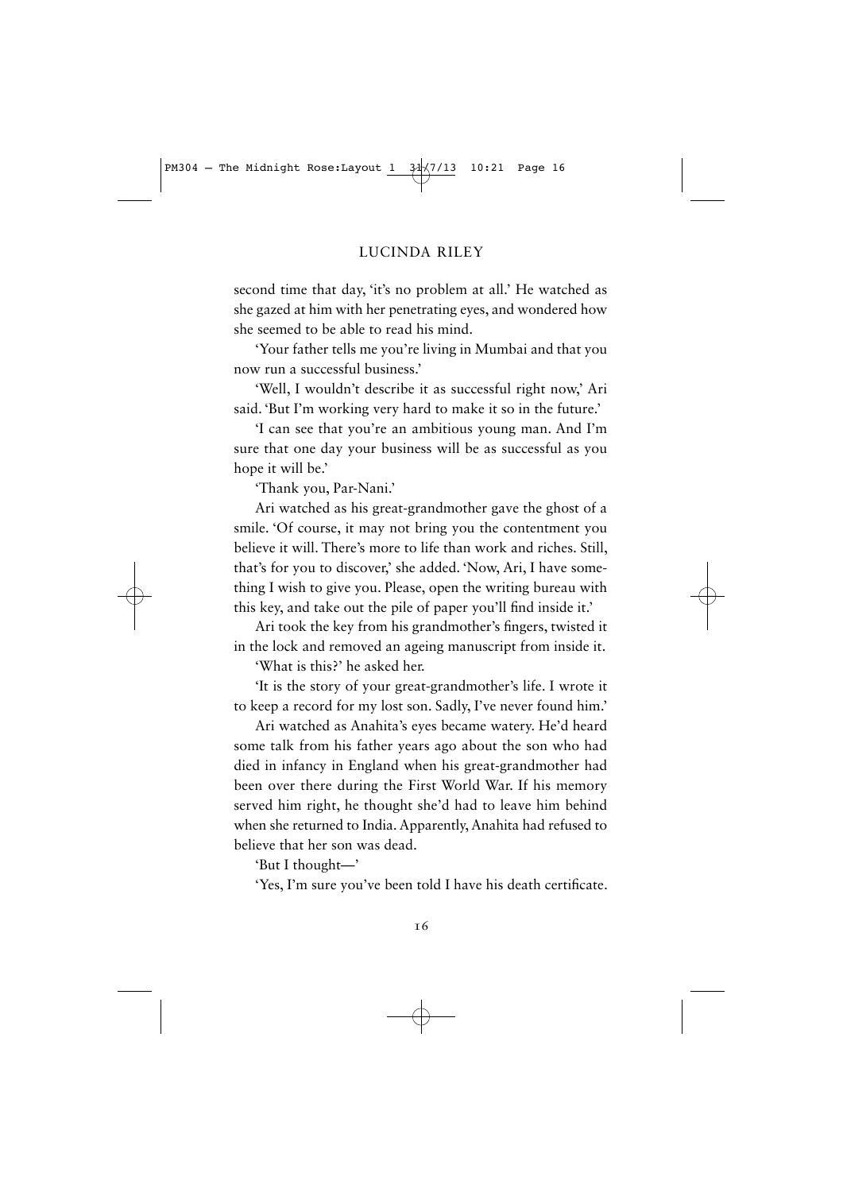second time that day, 'it's no problem at all.' He watched as she gazed at him with her penetrating eyes, and wondered how she seemed to be able to read his mind.

'Your father tells me you're living in Mumbai and that you now run a successful business.'

'Well, I wouldn't describe it as successful right now,' Ari said. 'But I'm working very hard to make it so in the future.'

'I can see that you're an ambitious young man. And I'm sure that one day your business will be as successful as you hope it will be.'

'Thank you, Par-Nani.'

Ari watched as his great-grandmother gave the ghost of a smile. 'Of course, it may not bring you the contentment you believe it will. There's more to life than work and riches. Still, that's for you to discover,' she added. 'Now, Ari, I have something I wish to give you. Please, open the writing bureau with this key, and take out the pile of paper you'll find inside it.'

Ari took the key from his grandmother's fingers, twisted it in the lock and removed an ageing manuscript from inside it.

'What is this?' he asked her.

'It is the story of your great-grandmother's life. I wrote it to keep a record for my lost son. Sadly, I've never found him.'

Ari watched as Anahita's eyes became watery. He'd heard some talk from his father years ago about the son who had died in infancy in England when his great-grandmother had been over there during the First World War. If his memory served him right, he thought she'd had to leave him behind when she returned to India. Apparently, Anahita had refused to believe that her son was dead.

'But I thought—'

'Yes, I'm sure you've been told I have his death certificate.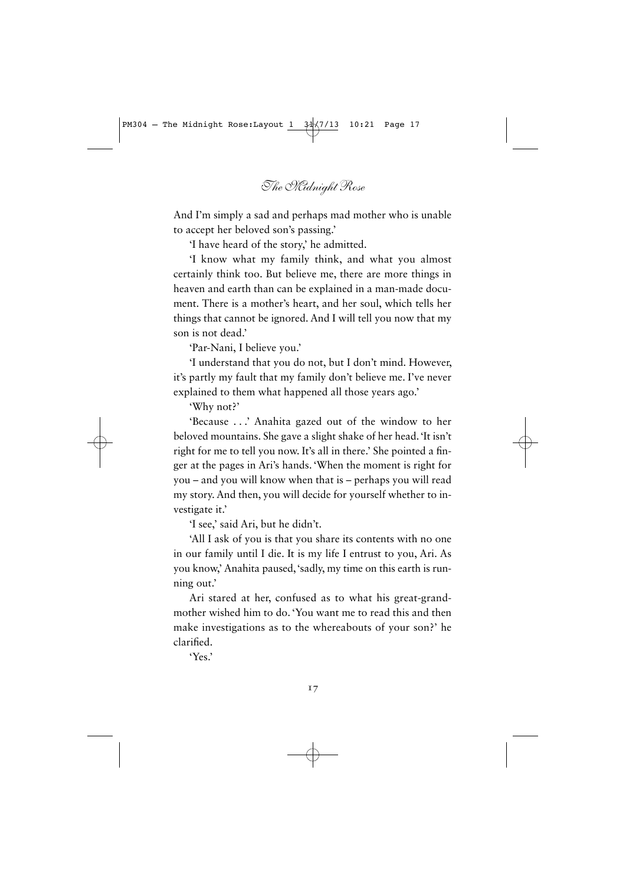And I'm simply a sad and perhaps mad mother who is unable to accept her beloved son's passing.'

'I have heard of the story,' he admitted.

'I know what my family think, and what you almost certainly think too. But believe me, there are more things in heaven and earth than can be explained in a man-made document. There is a mother's heart, and her soul, which tells her things that cannot be ignored. And I will tell you now that my son is not dead.'

'Par-Nani, I believe you.'

'I understand that you do not, but I don't mind. However, it's partly my fault that my family don't believe me. I've never explained to them what happened all those years ago.'

'Why not?'

'Because . . .' Anahita gazed out of the window to her beloved mountains. She gave a slight shake of her head. 'It isn't right for me to tell you now. It's all in there.' She pointed a finger at the pages in Ari's hands. 'When the moment is right for you – and you will know when that is – perhaps you will read my story. And then, you will decide for yourself whether to investigate it.'

'I see,' said Ari, but he didn't.

'All I ask of you is that you share its contents with no one in our family until I die. It is my life I entrust to you, Ari. As you know,' Anahita paused, 'sadly, my time on this earth is running out.'

Ari stared at her, confused as to what his great-grandmother wished him to do. 'You want me to read this and then make investigations as to the whereabouts of your son?' he clarified.

'Yes.'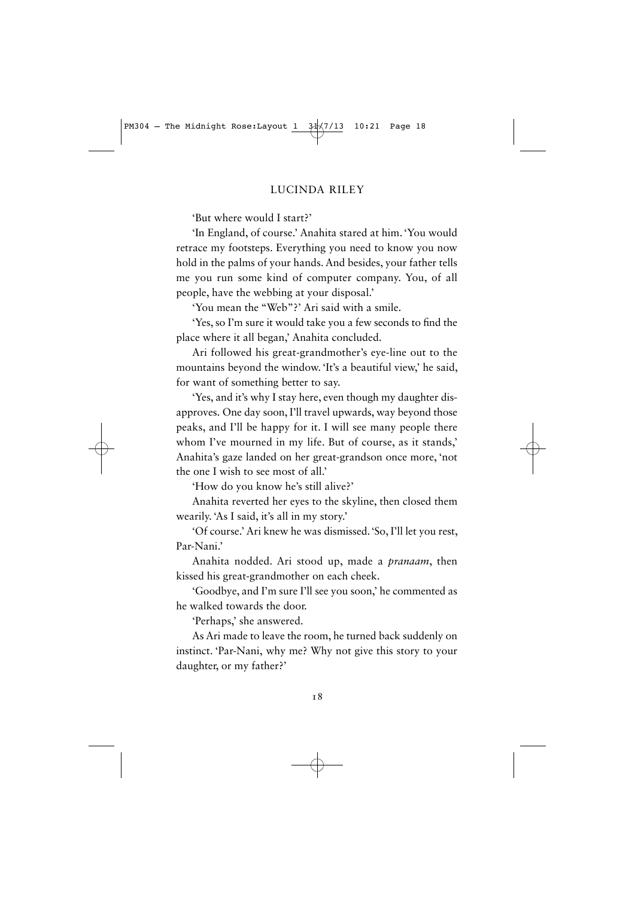'But where would I start?'

'In England, of course.' Anahita stared at him. 'You would retrace my footsteps. Everything you need to know you now hold in the palms of your hands. And besides, your father tells me you run some kind of computer company. You, of all people, have the webbing at your disposal.'

'You mean the "Web"?' Ari said with a smile.

'Yes, so I'm sure it would take you a few seconds to find the place where it all began,' Anahita concluded.

Ari followed his great-grandmother's eye-line out to the mountains beyond the window. 'It's a beautiful view,' he said, for want of something better to say.

'Yes, and it's why I stay here, even though my daughter disapproves. One day soon, I'll travel upwards, way beyond those peaks, and I'll be happy for it. I will see many people there whom I've mourned in my life. But of course, as it stands,' Anahita's gaze landed on her great-grandson once more, 'not the one I wish to see most of all.'

'How do you know he's still alive?'

Anahita reverted her eyes to the skyline, then closed them wearily. 'As I said, it's all in my story.'

'Of course.' Ari knew he was dismissed. 'So, I'll let you rest, Par-Nani.'

Anahita nodded. Ari stood up, made a *pranaam*, then kissed his great-grandmother on each cheek.

'Goodbye, and I'm sure I'll see you soon,' he commented as he walked towards the door.

'Perhaps,' she answered.

As Ari made to leave the room, he turned back suddenly on instinct. 'Par-Nani, why me? Why not give this story to your daughter, or my father?'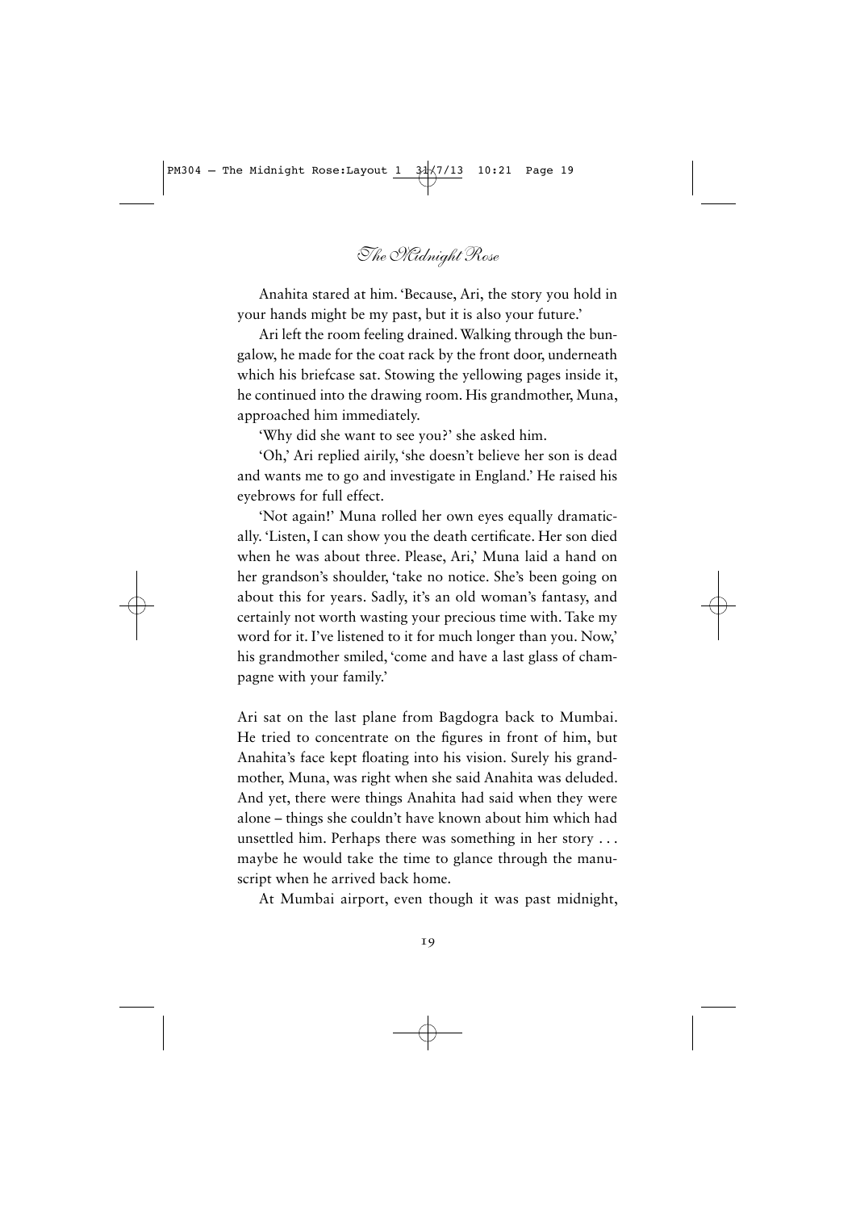Anahita stared at him. 'Because, Ari, the story you hold in your hands might be my past, but it is also your future.'

Ari left the room feeling drained. Walking through the bungalow, he made for the coat rack by the front door, underneath which his briefcase sat. Stowing the yellowing pages inside it, he continued into the drawing room. His grandmother, Muna, approached him immediately.

'Why did she want to see you?' she asked him.

'Oh,' Ari replied airily, 'she doesn't believe her son is dead and wants me to go and investigate in England.' He raised his eyebrows for full effect.

'Not again!' Muna rolled her own eyes equally dramatically. 'Listen, I can show you the death certificate. Her son died when he was about three. Please, Ari,' Muna laid a hand on her grandson's shoulder, 'take no notice. She's been going on about this for years. Sadly, it's an old woman's fantasy, and certainly not worth wasting your precious time with. Take my word for it. I've listened to it for much longer than you. Now,' his grandmother smiled, 'come and have a last glass of champagne with your family.'

Ari sat on the last plane from Bagdogra back to Mumbai. He tried to concentrate on the figures in front of him, but Anahita's face kept floating into his vision. Surely his grandmother, Muna, was right when she said Anahita was deluded. And yet, there were things Anahita had said when they were alone – things she couldn't have known about him which had unsettled him. Perhaps there was something in her story . . . maybe he would take the time to glance through the manuscript when he arrived back home.

At Mumbai airport, even though it was past midnight,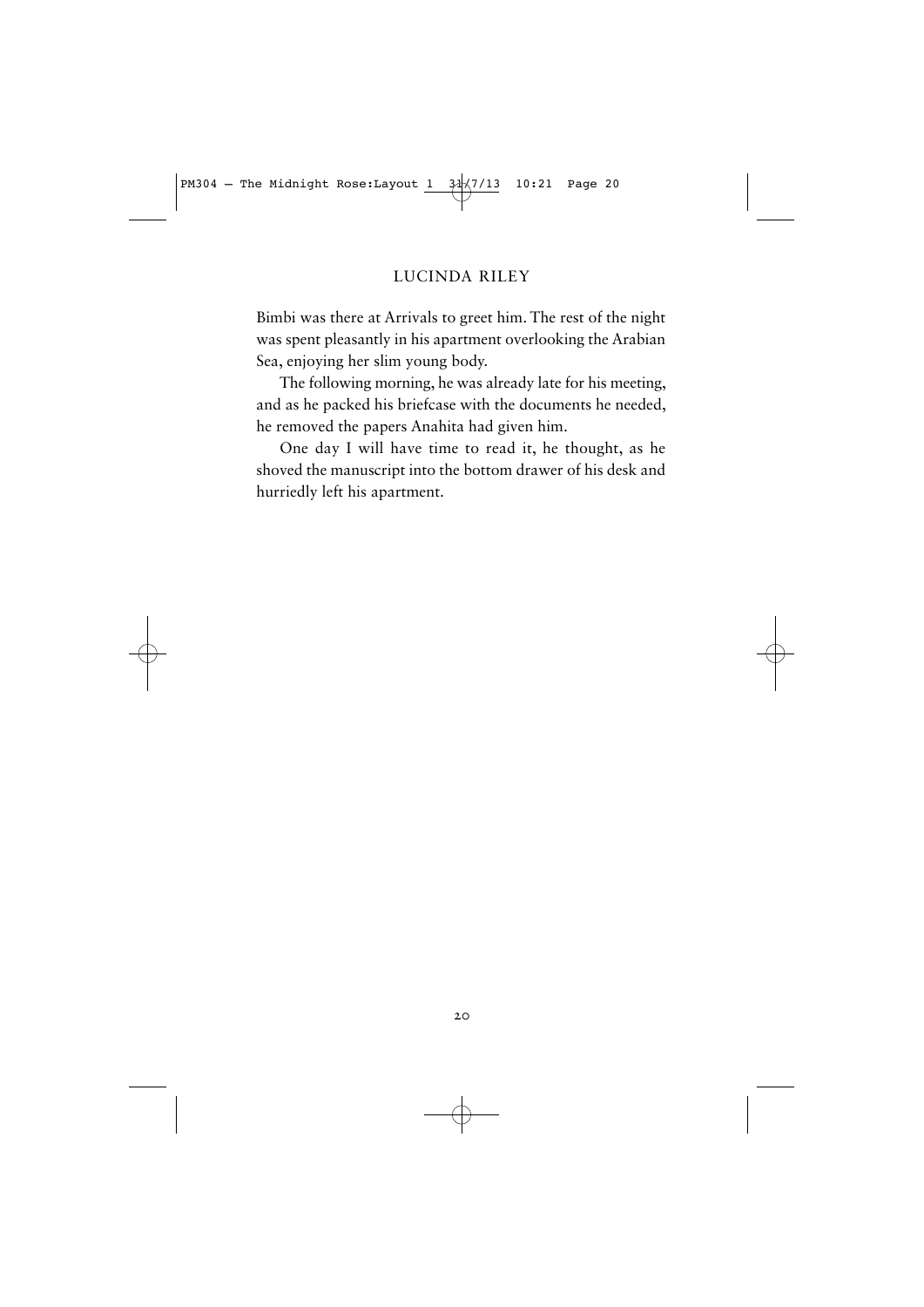Bimbi was there at Arrivals to greet him. The rest of the night was spent pleasantly in his apartment overlooking the Arabian Sea, enjoying her slim young body.

The following morning, he was already late for his meeting, and as he packed his briefcase with the documents he needed, he removed the papers Anahita had given him.

One day I will have time to read it, he thought, as he shoved the manuscript into the bottom drawer of his desk and hurriedly left his apartment.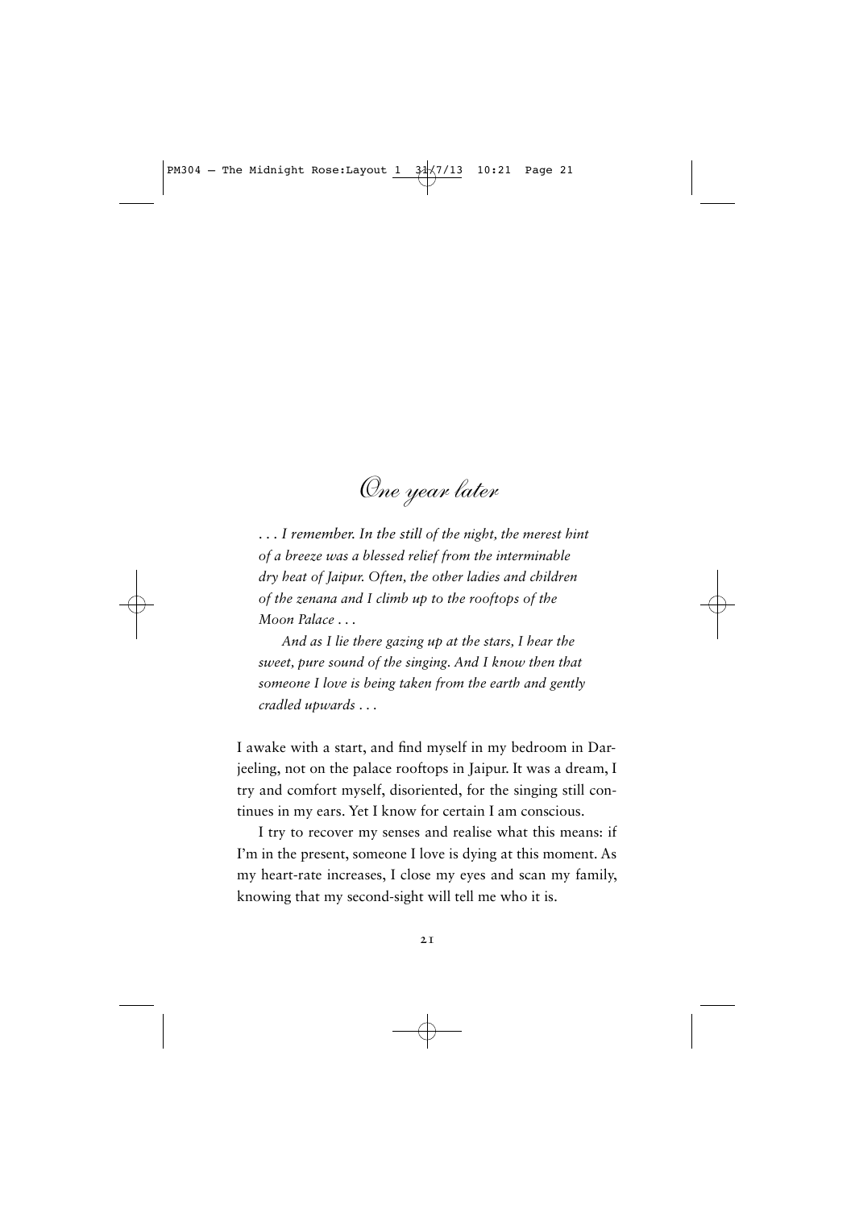# *One year later*

*. . . I remember. In the still of the night, the merest hint of a breeze was a blessed relief from the interminable dry heat of Jaipur. Often, the other ladies and children of the zenana and I climb up to the rooftops of the Moon Palace . . .*

*And as I lie there gazing up at the stars, I hear the sweet, pure sound of the singing. And I know then that someone I love is being taken from the earth and gently cradled upwards . . .*

I awake with a start, and find myself in my bedroom in Darjeeling, not on the palace rooftops in Jaipur. It was a dream, I try and comfort myself, disoriented, for the singing still continues in my ears. Yet I know for certain I am conscious.

I try to recover my senses and realise what this means: if I'm in the present, someone I love is dying at this moment. As my heart-rate increases, I close my eyes and scan my family, knowing that my second-sight will tell me who it is.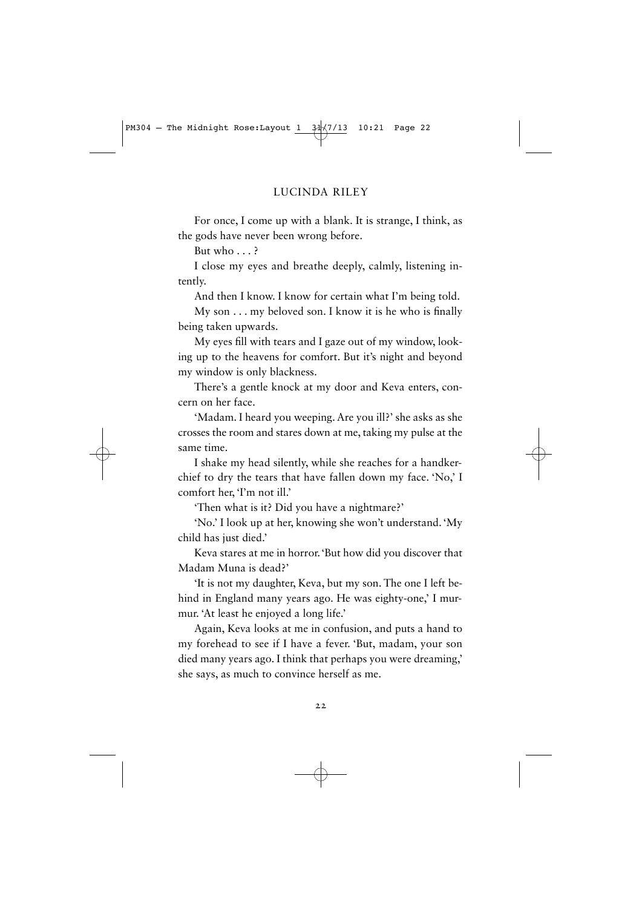For once, I come up with a blank. It is strange, I think, as the gods have never been wrong before.

But who . . . ?

I close my eyes and breathe deeply, calmly, listening intently.

And then I know. I know for certain what I'm being told.

My son . . . my beloved son. I know it is he who is finally being taken upwards.

My eyes fill with tears and I gaze out of my window, looking up to the heavens for comfort. But it's night and beyond my window is only blackness.

There's a gentle knock at my door and Keva enters, concern on her face.

'Madam. I heard you weeping. Are you ill?' she asks as she crosses the room and stares down at me, taking my pulse at the same time.

I shake my head silently, while she reaches for a handkerchief to dry the tears that have fallen down my face. 'No,' I comfort her, 'I'm not ill.'

'Then what is it? Did you have a nightmare?'

'No.' I look up at her, knowing she won't understand. 'My child has just died.'

Keva stares at me in horror. 'But how did you discover that Madam Muna is dead?'

'It is not my daughter, Keva, but my son. The one I left behind in England many years ago. He was eighty-one,' I murmur. 'At least he enjoyed a long life.'

Again, Keva looks at me in confusion, and puts a hand to my forehead to see if I have a fever. 'But, madam, your son died many years ago. I think that perhaps you were dreaming,' she says, as much to convince herself as me.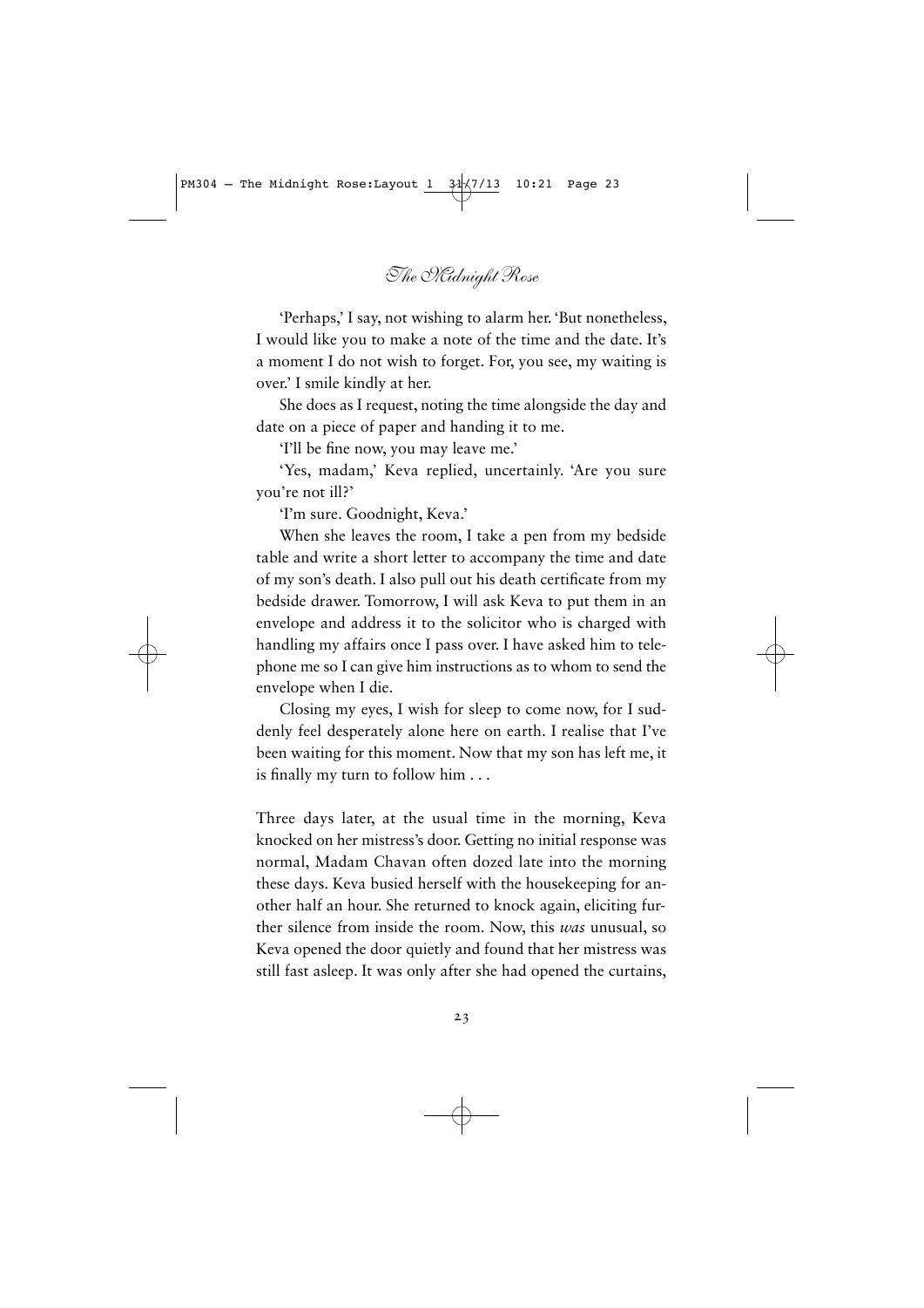'Perhaps,' I say, not wishing to alarm her. 'But nonetheless, I would like you to make a note of the time and the date. It's a moment I do not wish to forget. For, you see, my waiting is over.' I smile kindly at her.

She does as I request, noting the time alongside the day and date on a piece of paper and handing it to me.

'I'll be fine now, you may leave me.'

'Yes, madam,' Keva replied, uncertainly. 'Are you sure you're not ill?'

'I'm sure. Goodnight, Keva.'

When she leaves the room, I take a pen from my bedside table and write a short letter to accompany the time and date of my son's death. I also pull out his death certificate from my bedside drawer. Tomorrow, I will ask Keva to put them in an envelope and address it to the solicitor who is charged with handling my affairs once I pass over. I have asked him to telephone me so I can give him instructions as to whom to send the envelope when I die.

Closing my eyes, I wish for sleep to come now, for I suddenly feel desperately alone here on earth. I realise that I've been waiting for this moment. Now that my son has left me, it is finally my turn to follow him . . .

Three days later, at the usual time in the morning, Keva knocked on her mistress's door. Getting no initial response was normal, Madam Chavan often dozed late into the morning these days. Keva busied herself with the housekeeping for another half an hour. She returned to knock again, eliciting further silence from inside the room. Now, this *was* unusual, so Keva opened the door quietly and found that her mistress was still fast asleep. It was only after she had opened the curtains,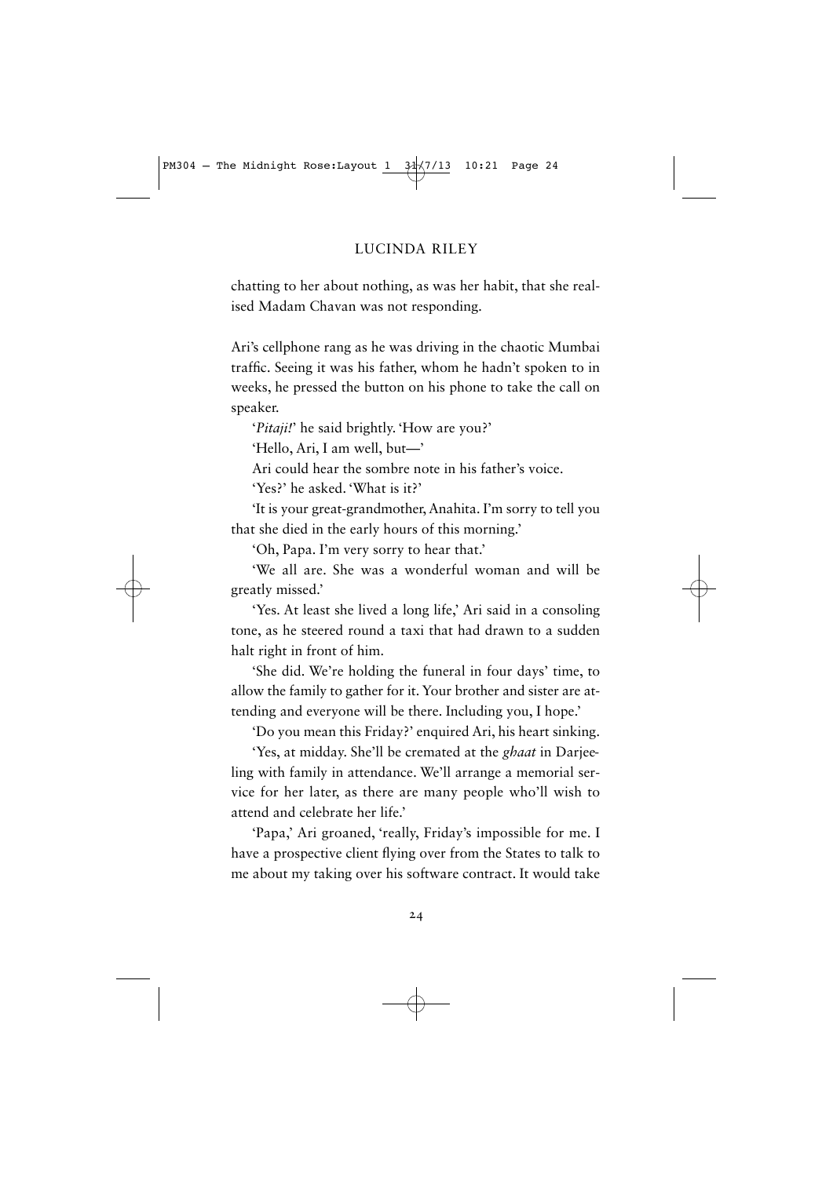chatting to her about nothing, as was her habit, that she realised Madam Chavan was not responding.

Ari's cellphone rang as he was driving in the chaotic Mumbai traffic. Seeing it was his father, whom he hadn't spoken to in weeks, he pressed the button on his phone to take the call on speaker.

'*Pitaji!*' he said brightly. 'How are you?'

'Hello, Ari, I am well, but—'

Ari could hear the sombre note in his father's voice.

'Yes?' he asked. 'What is it?'

'It is your great-grandmother, Anahita. I'm sorry to tell you that she died in the early hours of this morning.'

'Oh, Papa. I'm very sorry to hear that.'

'We all are. She was a wonderful woman and will be greatly missed.'

'Yes. At least she lived a long life,' Ari said in a consoling tone, as he steered round a taxi that had drawn to a sudden halt right in front of him.

'She did. We're holding the funeral in four days' time, to allow the family to gather for it. Your brother and sister are attending and everyone will be there. Including you, I hope.'

'Do you mean this Friday?' enquired Ari, his heart sinking.

'Yes, at midday. She'll be cremated at the *ghaat* in Darjeeling with family in attendance. We'll arrange a memorial service for her later, as there are many people who'll wish to attend and celebrate her life.'

'Papa,' Ari groaned, 'really, Friday's impossible for me. I have a prospective client flying over from the States to talk to me about my taking over his software contract. It would take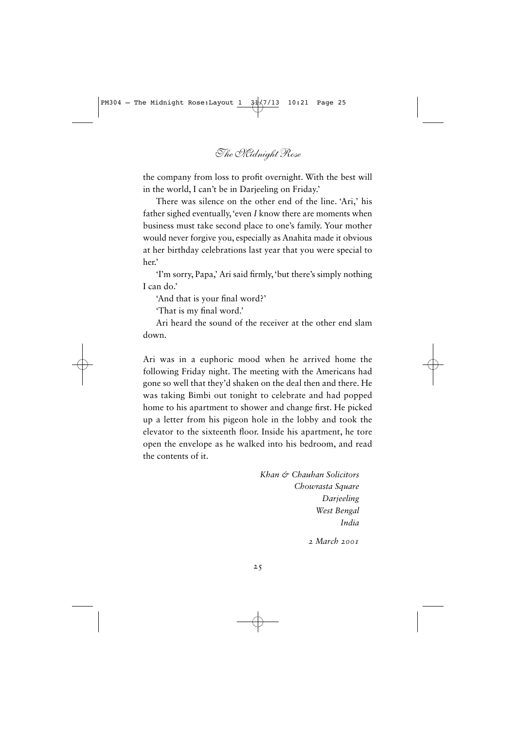the company from loss to profit overnight. With the best will in the world, I can't be in Darjeeling on Friday.'

There was silence on the other end of the line. 'Ari,' his father sighed eventually, 'even *I* know there are moments when business must take second place to one's family. Your mother would never forgive you, especially as Anahita made it obvious at her birthday celebrations last year that you were special to her.'

'I'm sorry, Papa,' Ari said firmly, 'but there's simply nothing I can do.'

'And that is your final word?'

'That is my final word.'

Ari heard the sound of the receiver at the other end slam down.

Ari was in a euphoric mood when he arrived home the following Friday night. The meeting with the Americans had gone so well that they'd shaken on the deal then and there. He was taking Bimbi out tonight to celebrate and had popped home to his apartment to shower and change first. He picked up a letter from his pigeon hole in the lobby and took the elevator to the sixteenth floor. Inside his apartment, he tore open the envelope as he walked into his bedroom, and read the contents of it.

*Khan & Chauhan Solicitors*
*Chowrasta Square*
*Darjeeling*
*West Bengal*
*India*

*2 March 2001*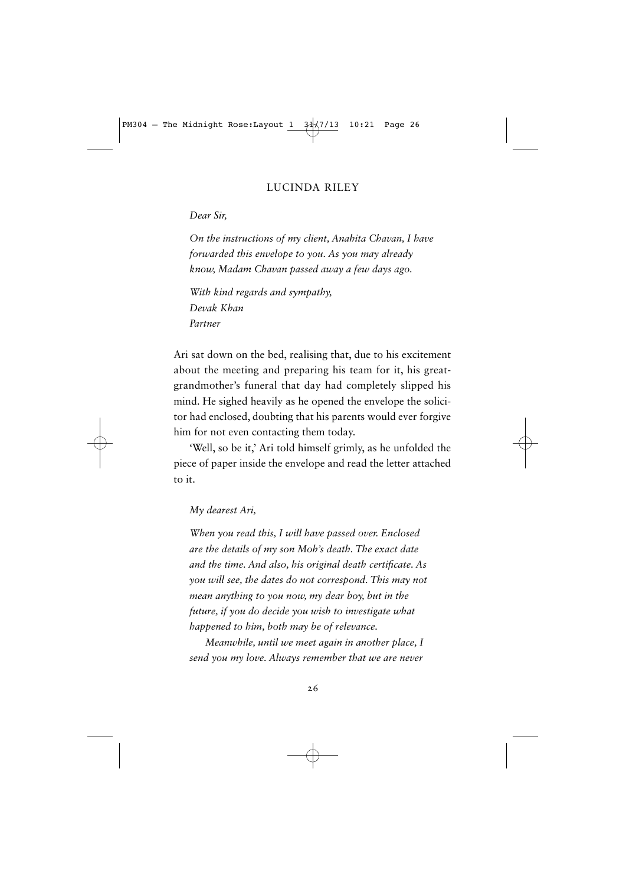*Dear Sir,*

*On the instructions of my client, Anahita Chavan, I have forwarded this envelope to you. As you may already know, Madam Chavan passed away a few days ago.*

*With kind regards and sympathy,*
*Devak Khan*
*Partner*

Ari sat down on the bed, realising that, due to his excitement about the meeting and preparing his team for it, his great-grandmother's funeral that day had completely slipped his mind. He sighed heavily as he opened the envelope the solicitor had enclosed, doubting that his parents would ever forgive him for not even contacting them today.

'Well, so be it,' Ari told himself grimly, as he unfolded the piece of paper inside the envelope and read the letter attached to it.

*My dearest Ari,*

*When you read this, I will have passed over. Enclosed are the details of my son Moh's death. The exact date and the time. And also, his original death certificate. As you will see, the dates do not correspond. This may not mean anything to you now, my dear boy, but in the future, if you do decide you wish to investigate what happened to him, both may be of relevance.*

*Meanwhile, until we meet again in another place, I send you my love. Always remember that we are never*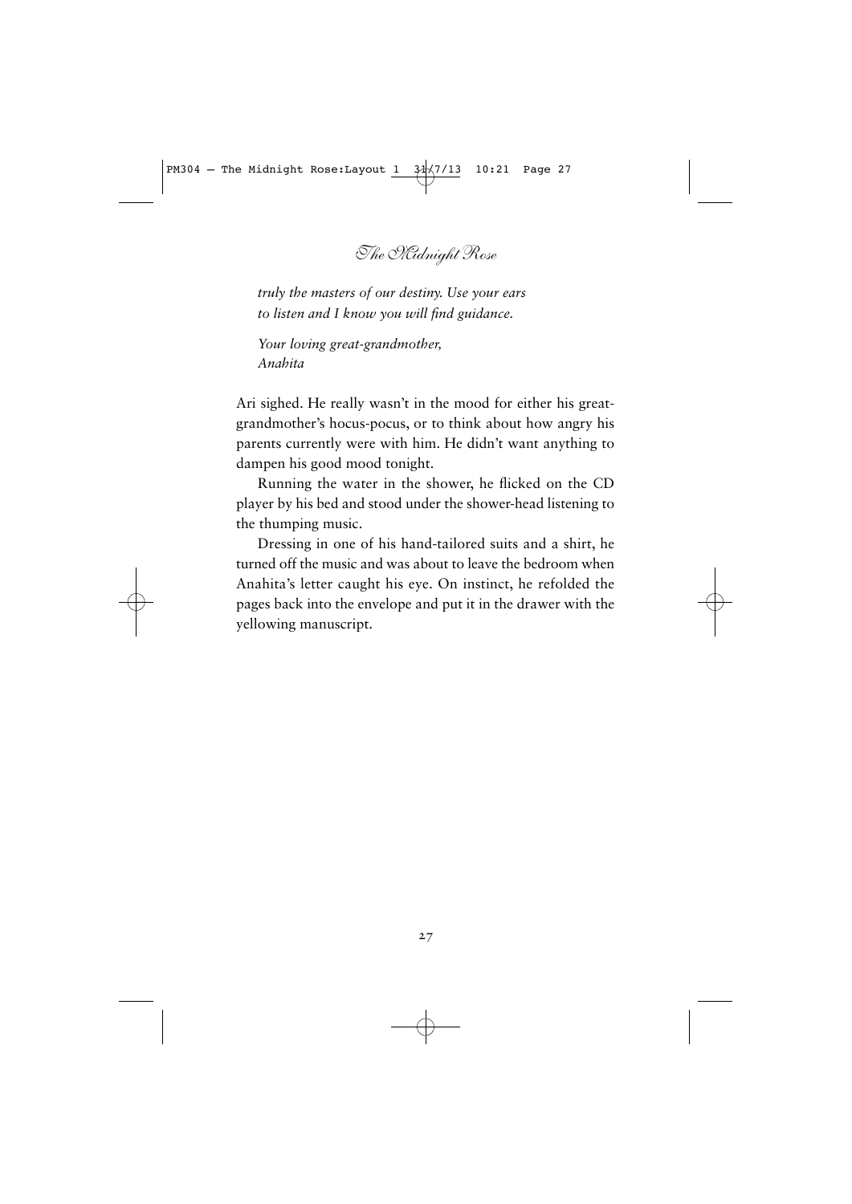*truly the masters of our destiny. Use your ears to listen and I know you will find guidance.*

*Your loving great-grandmother,*
*Anahita*

Ari sighed. He really wasn't in the mood for either his great-grandmother's hocus-pocus, or to think about how angry his parents currently were with him. He didn't want anything to dampen his good mood tonight.

Running the water in the shower, he flicked on the CD player by his bed and stood under the shower-head listening to the thumping music.

Dressing in one of his hand-tailored suits and a shirt, he turned off the music and was about to leave the bedroom when Anahita's letter caught his eye. On instinct, he refolded the pages back into the envelope and put it in the drawer with the yellowing manuscript.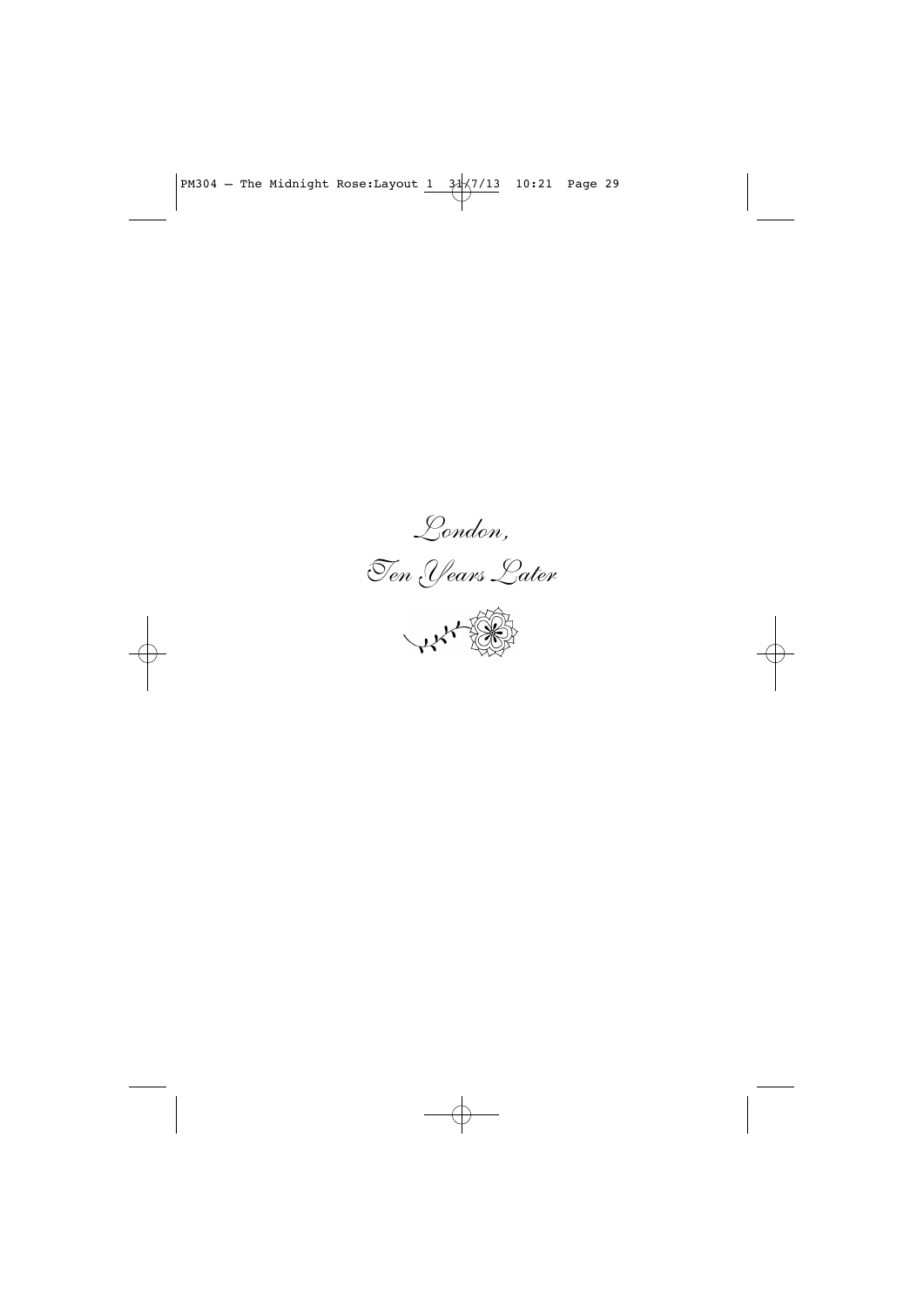# *London,*
# *Ten Years Later*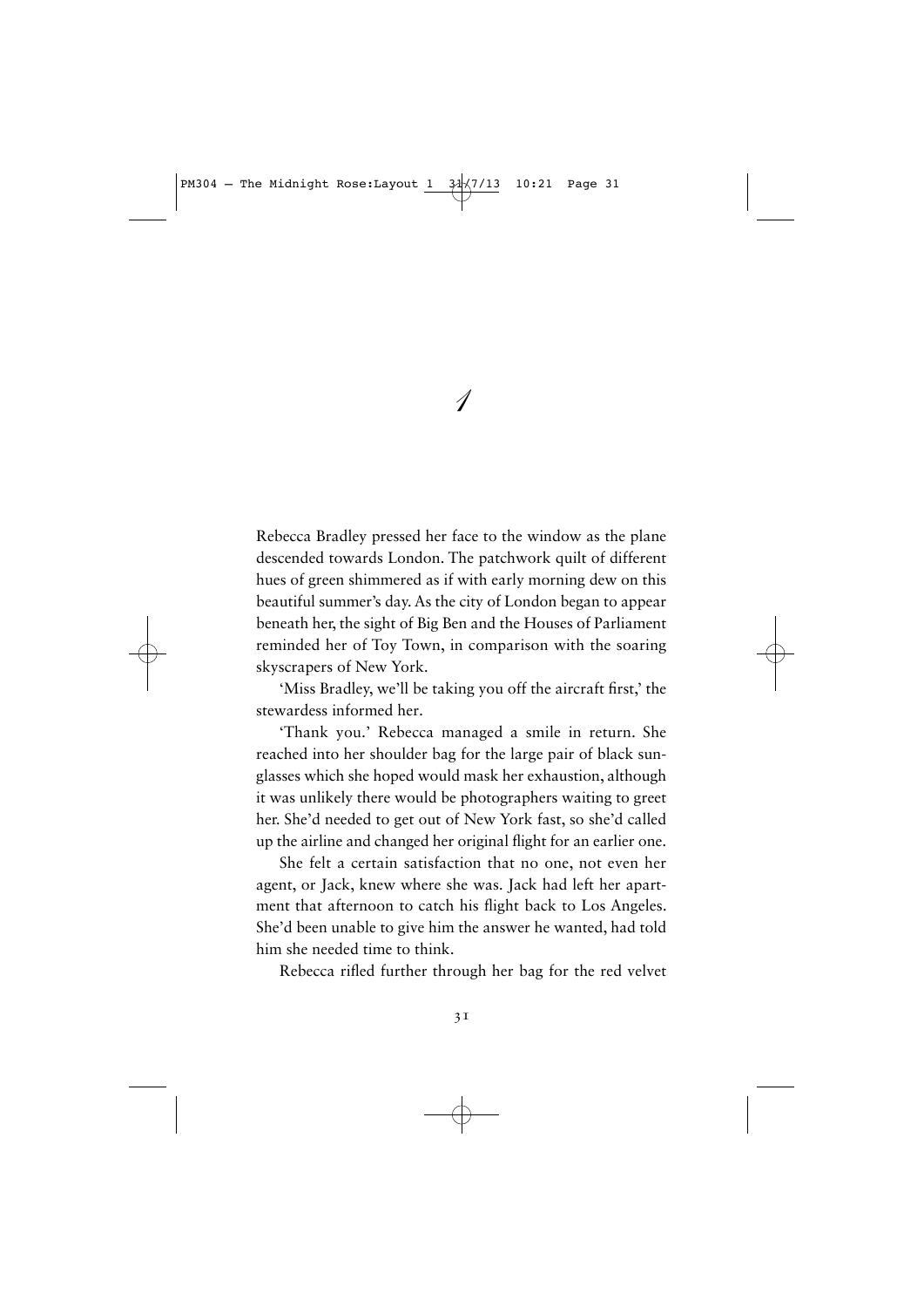# 1

Rebecca Bradley pressed her face to the window as the plane descended towards London. The patchwork quilt of different hues of green shimmered as if with early morning dew on this beautiful summer's day. As the city of London began to appear beneath her, the sight of Big Ben and the Houses of Parliament reminded her of Toy Town, in comparison with the soaring skyscrapers of New York.

'Miss Bradley, we'll be taking you off the aircraft first,' the stewardess informed her.

'Thank you.' Rebecca managed a smile in return. She reached into her shoulder bag for the large pair of black sunglasses which she hoped would mask her exhaustion, although it was unlikely there would be photographers waiting to greet her. She'd needed to get out of New York fast, so she'd called up the airline and changed her original flight for an earlier one.

She felt a certain satisfaction that no one, not even her agent, or Jack, knew where she was. Jack had left her apartment that afternoon to catch his flight back to Los Angeles. She'd been unable to give him the answer he wanted, had told him she needed time to think.

Rebecca rifled further through her bag for the red velvet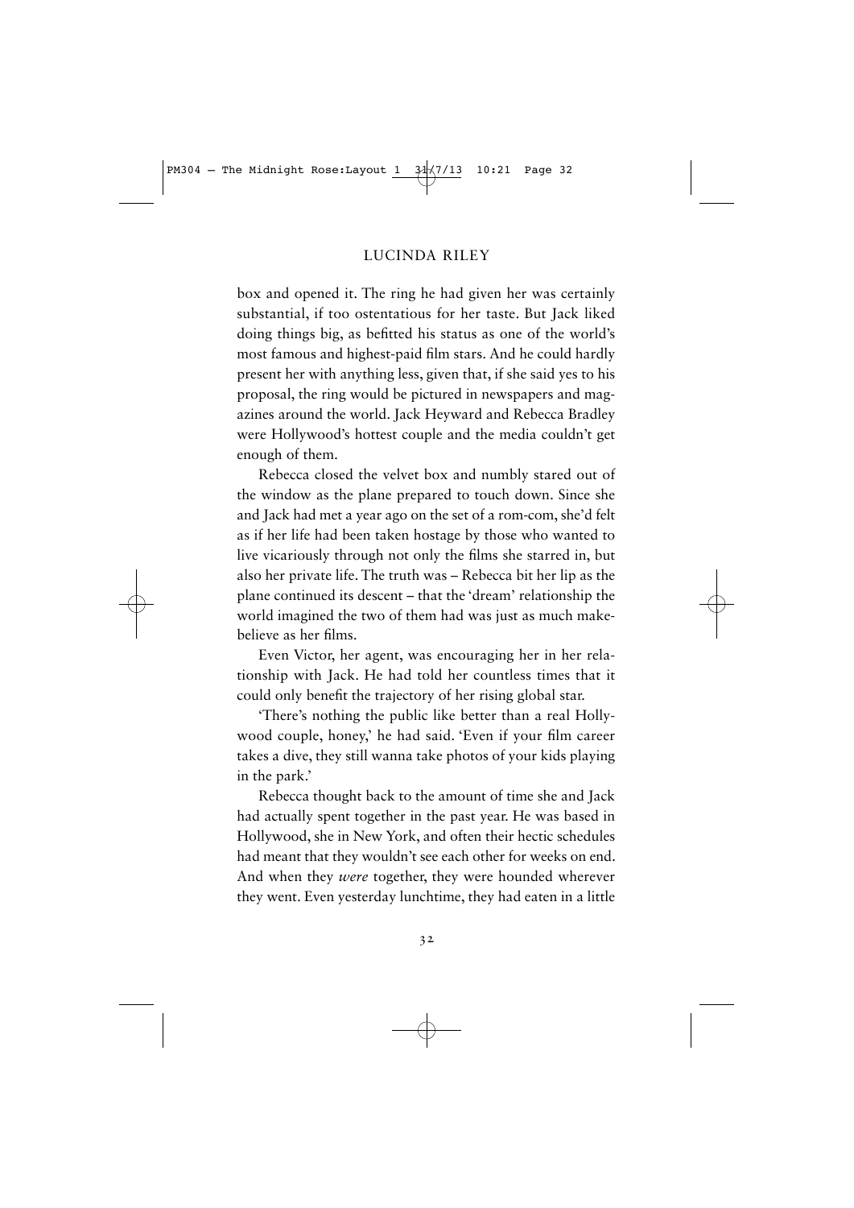box and opened it. The ring he had given her was certainly substantial, if too ostentatious for her taste. But Jack liked doing things big, as befitted his status as one of the world's most famous and highest-paid film stars. And he could hardly present her with anything less, given that, if she said yes to his proposal, the ring would be pictured in newspapers and magazines around the world. Jack Heyward and Rebecca Bradley were Hollywood's hottest couple and the media couldn't get enough of them.

Rebecca closed the velvet box and numbly stared out of the window as the plane prepared to touch down. Since she and Jack had met a year ago on the set of a rom-com, she'd felt as if her life had been taken hostage by those who wanted to live vicariously through not only the films she starred in, but also her private life. The truth was – Rebecca bit her lip as the plane continued its descent – that the 'dream' relationship the world imagined the two of them had was just as much make-believe as her films.

Even Victor, her agent, was encouraging her in her relationship with Jack. He had told her countless times that it could only benefit the trajectory of her rising global star.

'There's nothing the public like better than a real Hollywood couple, honey,' he had said. 'Even if your film career takes a dive, they still wanna take photos of your kids playing in the park.'

Rebecca thought back to the amount of time she and Jack had actually spent together in the past year. He was based in Hollywood, she in New York, and often their hectic schedules had meant that they wouldn't see each other for weeks on end. And when they *were* together, they were hounded wherever they went. Even yesterday lunchtime, they had eaten in a little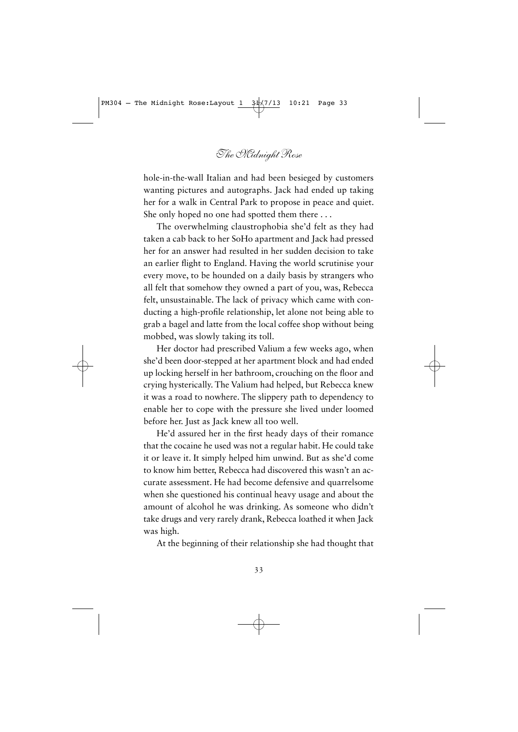hole-in-the-wall Italian and had been besieged by customers wanting pictures and autographs. Jack had ended up taking her for a walk in Central Park to propose in peace and quiet. She only hoped no one had spotted them there . . .

The overwhelming claustrophobia she'd felt as they had taken a cab back to her SoHo apartment and Jack had pressed her for an answer had resulted in her sudden decision to take an earlier flight to England. Having the world scrutinise your every move, to be hounded on a daily basis by strangers who all felt that somehow they owned a part of you, was, Rebecca felt, unsustainable. The lack of privacy which came with conducting a high-profile relationship, let alone not being able to grab a bagel and latte from the local coffee shop without being mobbed, was slowly taking its toll.

Her doctor had prescribed Valium a few weeks ago, when she'd been door-stepped at her apartment block and had ended up locking herself in her bathroom, crouching on the floor and crying hysterically. The Valium had helped, but Rebecca knew it was a road to nowhere. The slippery path to dependency to enable her to cope with the pressure she lived under loomed before her. Just as Jack knew all too well.

He'd assured her in the first heady days of their romance that the cocaine he used was not a regular habit. He could take it or leave it. It simply helped him unwind. But as she'd come to know him better, Rebecca had discovered this wasn't an accurate assessment. He had become defensive and quarrelsome when she questioned his continual heavy usage and about the amount of alcohol he was drinking. As someone who didn't take drugs and very rarely drank, Rebecca loathed it when Jack was high.

At the beginning of their relationship she had thought that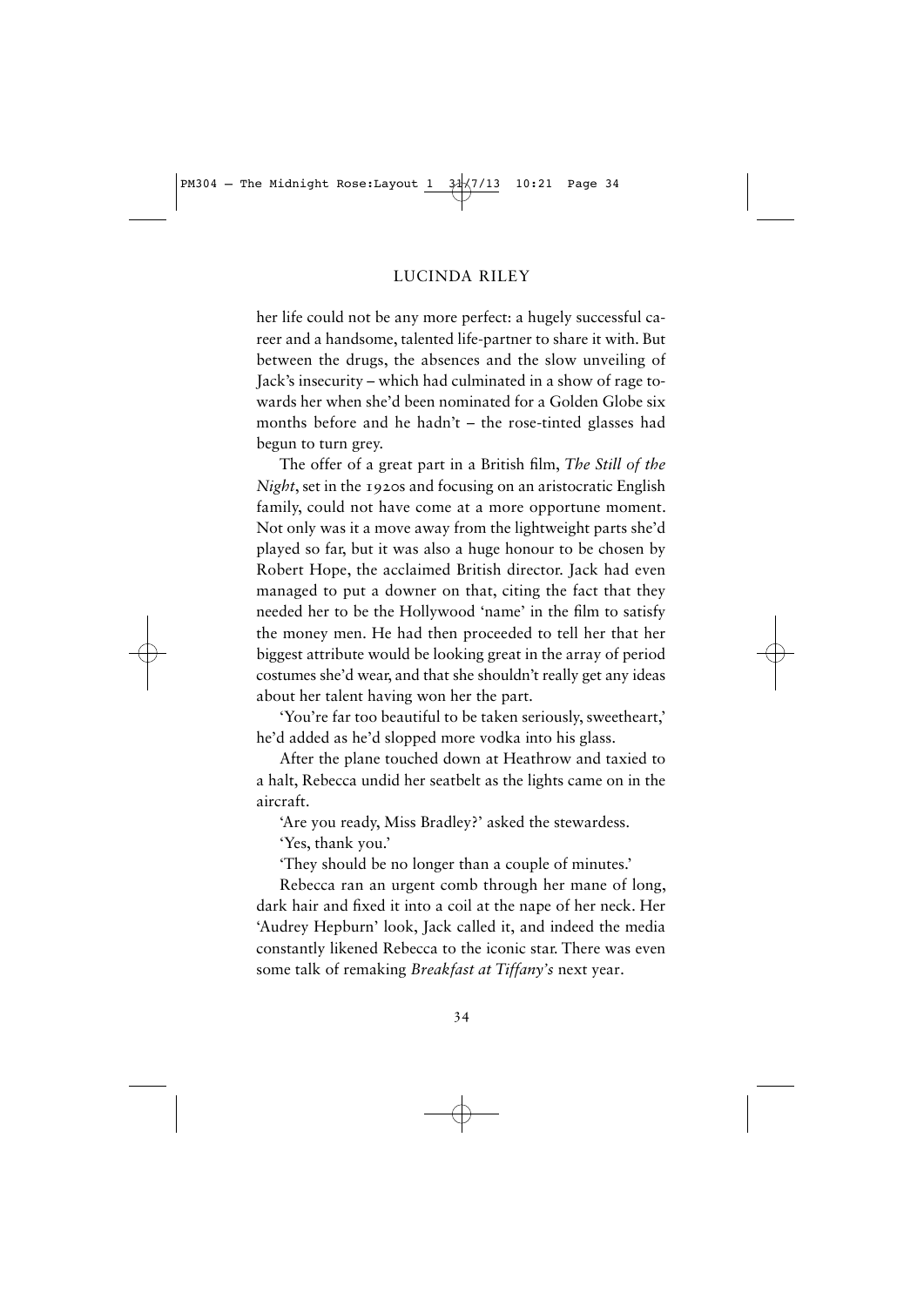her life could not be any more perfect: a hugely successful career and a handsome, talented life-partner to share it with. But between the drugs, the absences and the slow unveiling of Jack's insecurity – which had culminated in a show of rage towards her when she'd been nominated for a Golden Globe six months before and he hadn't – the rose-tinted glasses had begun to turn grey.

The offer of a great part in a British film, *The Still of the Night*, set in the 1920s and focusing on an aristocratic English family, could not have come at a more opportune moment. Not only was it a move away from the lightweight parts she'd played so far, but it was also a huge honour to be chosen by Robert Hope, the acclaimed British director. Jack had even managed to put a downer on that, citing the fact that they needed her to be the Hollywood 'name' in the film to satisfy the money men. He had then proceeded to tell her that her biggest attribute would be looking great in the array of period costumes she'd wear, and that she shouldn't really get any ideas about her talent having won her the part.

'You're far too beautiful to be taken seriously, sweetheart,' he'd added as he'd slopped more vodka into his glass.

After the plane touched down at Heathrow and taxied to a halt, Rebecca undid her seatbelt as the lights came on in the aircraft.

'Are you ready, Miss Bradley?' asked the stewardess.

'Yes, thank you.'

'They should be no longer than a couple of minutes.'

Rebecca ran an urgent comb through her mane of long, dark hair and fixed it into a coil at the nape of her neck. Her 'Audrey Hepburn' look, Jack called it, and indeed the media constantly likened Rebecca to the iconic star. There was even some talk of remaking *Breakfast at Tiffany's* next year.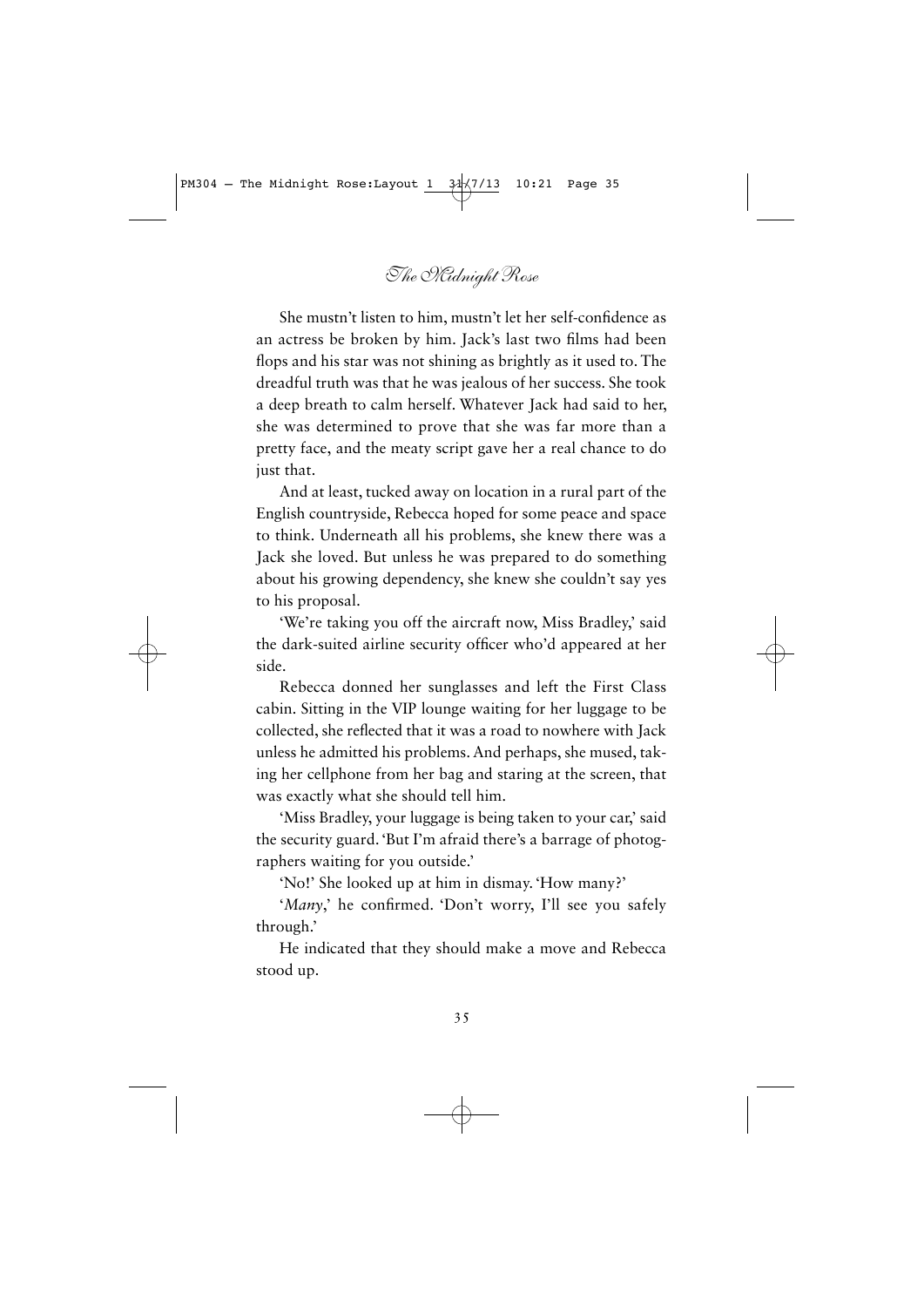She mustn't listen to him, mustn't let her self-confidence as an actress be broken by him. Jack's last two films had been flops and his star was not shining as brightly as it used to. The dreadful truth was that he was jealous of her success. She took a deep breath to calm herself. Whatever Jack had said to her, she was determined to prove that she was far more than a pretty face, and the meaty script gave her a real chance to do just that.

And at least, tucked away on location in a rural part of the English countryside, Rebecca hoped for some peace and space to think. Underneath all his problems, she knew there was a Jack she loved. But unless he was prepared to do something about his growing dependency, she knew she couldn't say yes to his proposal.

'We're taking you off the aircraft now, Miss Bradley,' said the dark-suited airline security officer who'd appeared at her side.

Rebecca donned her sunglasses and left the First Class cabin. Sitting in the VIP lounge waiting for her luggage to be collected, she reflected that it was a road to nowhere with Jack unless he admitted his problems. And perhaps, she mused, taking her cellphone from her bag and staring at the screen, that was exactly what she should tell him.

'Miss Bradley, your luggage is being taken to your car,' said the security guard. 'But I'm afraid there's a barrage of photographers waiting for you outside.'

'No!' She looked up at him in dismay. 'How many?'

'*Many*,' he confirmed. 'Don't worry, I'll see you safely through.'

He indicated that they should make a move and Rebecca stood up.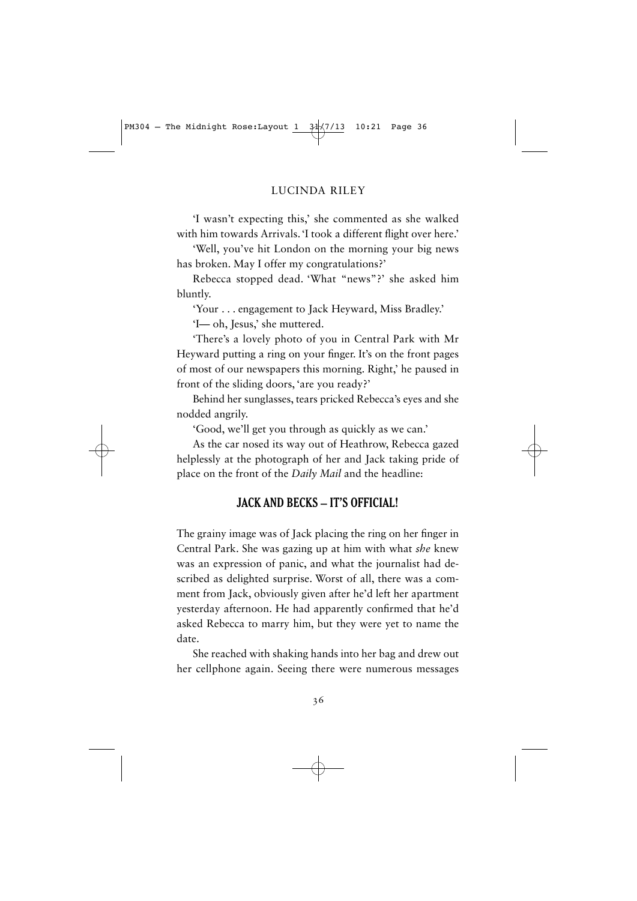'I wasn't expecting this,' she commented as she walked with him towards Arrivals. 'I took a different flight over here.'

'Well, you've hit London on the morning your big news has broken. May I offer my congratulations?'

Rebecca stopped dead. 'What "news"?' she asked him bluntly.

'Your . . . engagement to Jack Heyward, Miss Bradley.'

'I— oh, Jesus,' she muttered.

'There's a lovely photo of you in Central Park with Mr Heyward putting a ring on your finger. It's on the front pages of most of our newspapers this morning. Right,' he paused in front of the sliding doors, 'are you ready?'

Behind her sunglasses, tears pricked Rebecca's eyes and she nodded angrily.

'Good, we'll get you through as quickly as we can.'

As the car nosed its way out of Heathrow, Rebecca gazed helplessly at the photograph of her and Jack taking pride of place on the front of the *Daily Mail* and the headline:

**JACK AND BECKS – IT'S OFFICIAL!**

The grainy image was of Jack placing the ring on her finger in Central Park. She was gazing up at him with what *she* knew was an expression of panic, and what the journalist had described as delighted surprise. Worst of all, there was a comment from Jack, obviously given after he'd left her apartment yesterday afternoon. He had apparently confirmed that he'd asked Rebecca to marry him, but they were yet to name the date.

She reached with shaking hands into her bag and drew out her cellphone again. Seeing there were numerous messages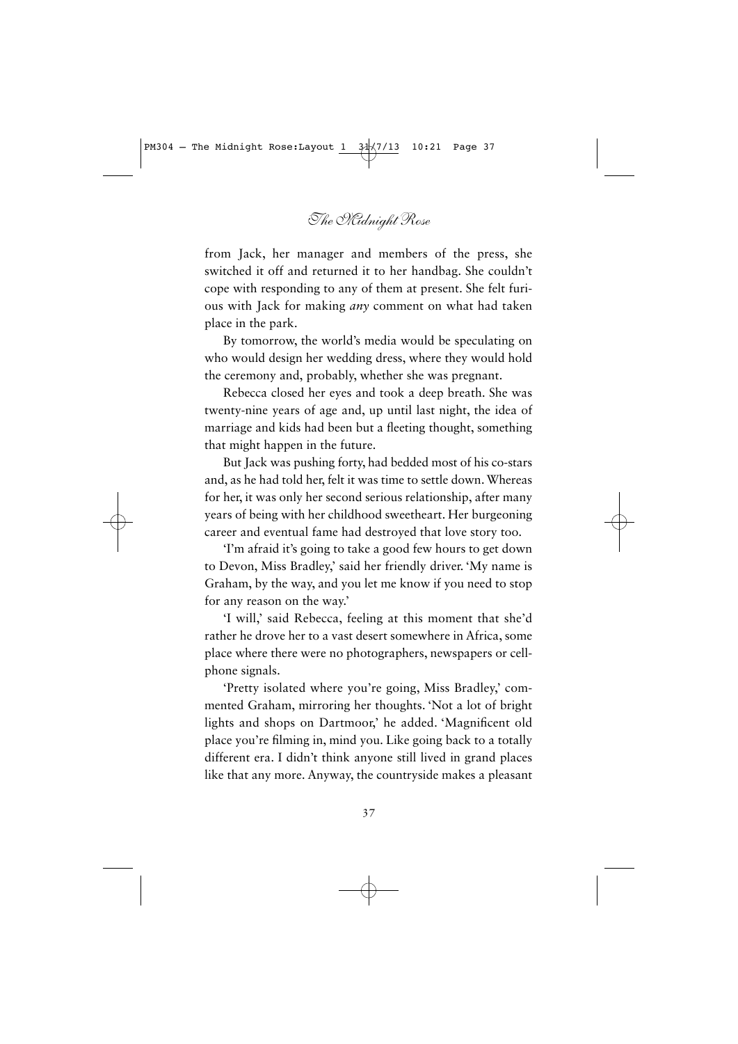from Jack, her manager and members of the press, she switched it off and returned it to her handbag. She couldn't cope with responding to any of them at present. She felt furious with Jack for making *any* comment on what had taken place in the park.

By tomorrow, the world's media would be speculating on who would design her wedding dress, where they would hold the ceremony and, probably, whether she was pregnant.

Rebecca closed her eyes and took a deep breath. She was twenty-nine years of age and, up until last night, the idea of marriage and kids had been but a fleeting thought, something that might happen in the future.

But Jack was pushing forty, had bedded most of his co-stars and, as he had told her, felt it was time to settle down. Whereas for her, it was only her second serious relationship, after many years of being with her childhood sweetheart. Her burgeoning career and eventual fame had destroyed that love story too.

'I'm afraid it's going to take a good few hours to get down to Devon, Miss Bradley,' said her friendly driver. 'My name is Graham, by the way, and you let me know if you need to stop for any reason on the way.'

'I will,' said Rebecca, feeling at this moment that she'd rather he drove her to a vast desert somewhere in Africa, some place where there were no photographers, newspapers or cellphone signals.

'Pretty isolated where you're going, Miss Bradley,' commented Graham, mirroring her thoughts. 'Not a lot of bright lights and shops on Dartmoor,' he added. 'Magnificent old place you're filming in, mind you. Like going back to a totally different era. I didn't think anyone still lived in grand places like that any more. Anyway, the countryside makes a pleasant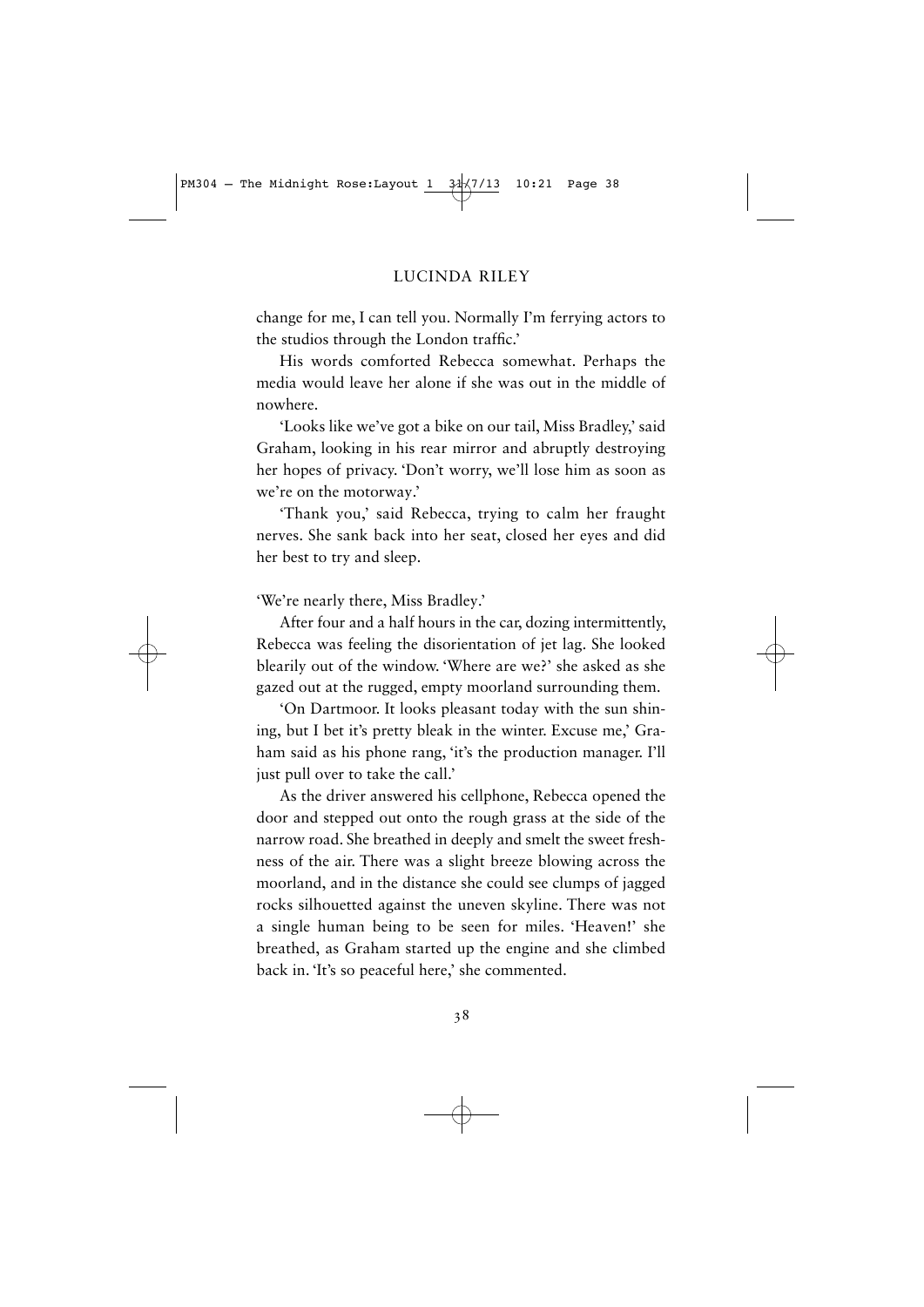change for me, I can tell you. Normally I'm ferrying actors to the studios through the London traffic.'

His words comforted Rebecca somewhat. Perhaps the media would leave her alone if she was out in the middle of nowhere.

'Looks like we've got a bike on our tail, Miss Bradley,' said Graham, looking in his rear mirror and abruptly destroying her hopes of privacy. 'Don't worry, we'll lose him as soon as we're on the motorway.'

'Thank you,' said Rebecca, trying to calm her fraught nerves. She sank back into her seat, closed her eyes and did her best to try and sleep.

'We're nearly there, Miss Bradley.'

After four and a half hours in the car, dozing intermittently, Rebecca was feeling the disorientation of jet lag. She looked blearily out of the window. 'Where are we?' she asked as she gazed out at the rugged, empty moorland surrounding them.

'On Dartmoor. It looks pleasant today with the sun shining, but I bet it's pretty bleak in the winter. Excuse me,' Graham said as his phone rang, 'it's the production manager. I'll just pull over to take the call.'

As the driver answered his cellphone, Rebecca opened the door and stepped out onto the rough grass at the side of the narrow road. She breathed in deeply and smelt the sweet freshness of the air. There was a slight breeze blowing across the moorland, and in the distance she could see clumps of jagged rocks silhouetted against the uneven skyline. There was not a single human being to be seen for miles. 'Heaven!' she breathed, as Graham started up the engine and she climbed back in. 'It's so peaceful here,' she commented.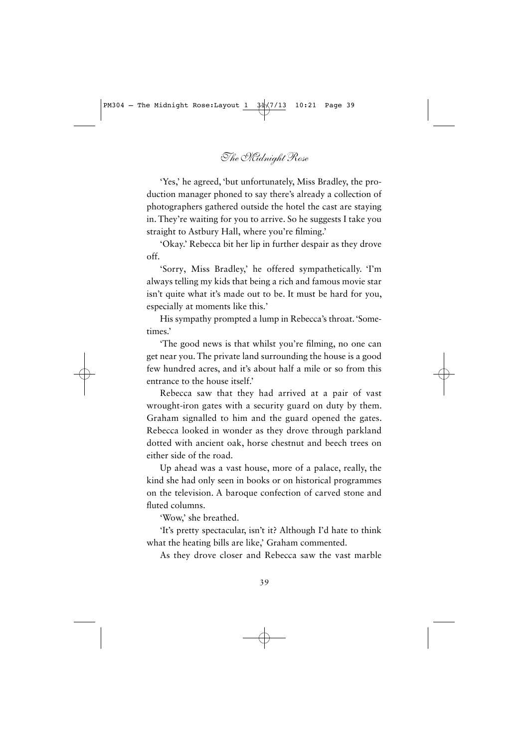'Yes,' he agreed, 'but unfortunately, Miss Bradley, the production manager phoned to say there's already a collection of photographers gathered outside the hotel the cast are staying in. They're waiting for you to arrive. So he suggests I take you straight to Astbury Hall, where you're filming.'

'Okay.' Rebecca bit her lip in further despair as they drove off.

'Sorry, Miss Bradley,' he offered sympathetically. 'I'm always telling my kids that being a rich and famous movie star isn't quite what it's made out to be. It must be hard for you, especially at moments like this.'

His sympathy prompted a lump in Rebecca's throat. 'Sometimes.'

'The good news is that whilst you're filming, no one can get near you. The private land surrounding the house is a good few hundred acres, and it's about half a mile or so from this entrance to the house itself.'

Rebecca saw that they had arrived at a pair of vast wrought-iron gates with a security guard on duty by them. Graham signalled to him and the guard opened the gates. Rebecca looked in wonder as they drove through parkland dotted with ancient oak, horse chestnut and beech trees on either side of the road.

Up ahead was a vast house, more of a palace, really, the kind she had only seen in books or on historical programmes on the television. A baroque confection of carved stone and fluted columns.

'Wow,' she breathed.

'It's pretty spectacular, isn't it? Although I'd hate to think what the heating bills are like,' Graham commented.

As they drove closer and Rebecca saw the vast marble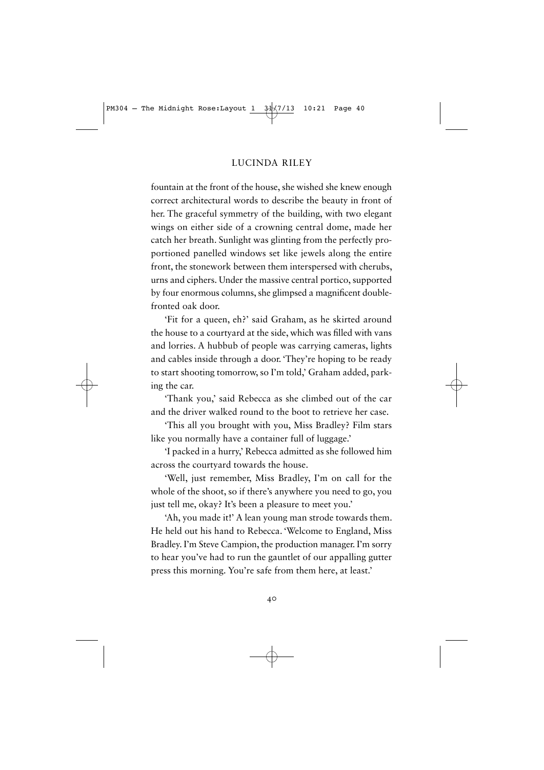fountain at the front of the house, she wished she knew enough correct architectural words to describe the beauty in front of her. The graceful symmetry of the building, with two elegant wings on either side of a crowning central dome, made her catch her breath. Sunlight was glinting from the perfectly proportioned panelled windows set like jewels along the entire front, the stonework between them interspersed with cherubs, urns and ciphers. Under the massive central portico, supported by four enormous columns, she glimpsed a magnificent double-fronted oak door.

'Fit for a queen, eh?' said Graham, as he skirted around the house to a courtyard at the side, which was filled with vans and lorries. A hubbub of people was carrying cameras, lights and cables inside through a door. 'They're hoping to be ready to start shooting tomorrow, so I'm told,' Graham added, parking the car.

'Thank you,' said Rebecca as she climbed out of the car and the driver walked round to the boot to retrieve her case.

'This all you brought with you, Miss Bradley? Film stars like you normally have a container full of luggage.'

'I packed in a hurry,' Rebecca admitted as she followed him across the courtyard towards the house.

'Well, just remember, Miss Bradley, I'm on call for the whole of the shoot, so if there's anywhere you need to go, you just tell me, okay? It's been a pleasure to meet you.'

'Ah, you made it!' A lean young man strode towards them. He held out his hand to Rebecca. 'Welcome to England, Miss Bradley. I'm Steve Campion, the production manager. I'm sorry to hear you've had to run the gauntlet of our appalling gutter press this morning. You're safe from them here, at least.'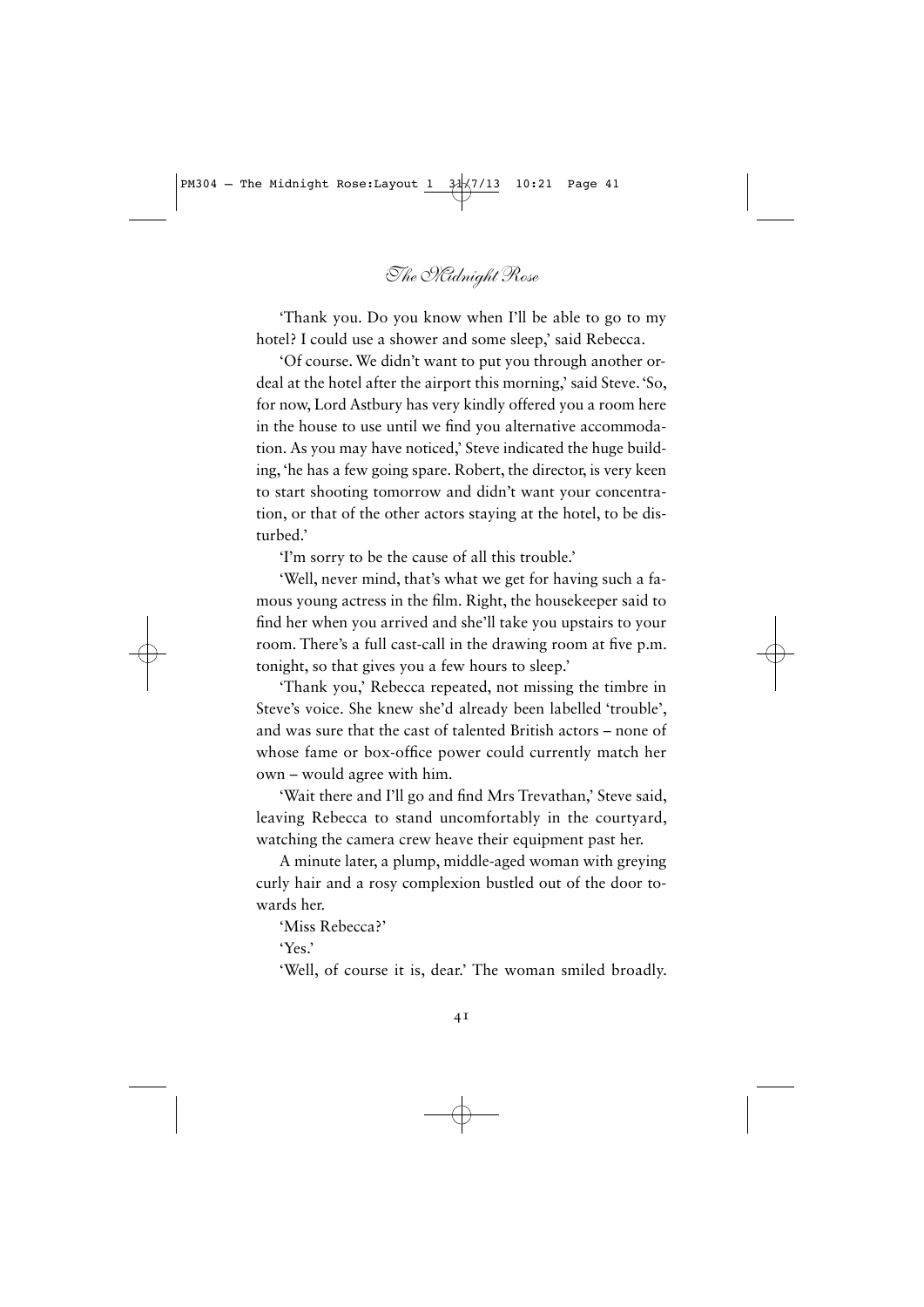'Thank you. Do you know when I'll be able to go to my hotel? I could use a shower and some sleep,' said Rebecca.

'Of course. We didn't want to put you through another ordeal at the hotel after the airport this morning,' said Steve. 'So, for now, Lord Astbury has very kindly offered you a room here in the house to use until we find you alternative accommodation. As you may have noticed,' Steve indicated the huge building, 'he has a few going spare. Robert, the director, is very keen to start shooting tomorrow and didn't want your concentration, or that of the other actors staying at the hotel, to be disturbed.'

'I'm sorry to be the cause of all this trouble.'

'Well, never mind, that's what we get for having such a famous young actress in the film. Right, the housekeeper said to find her when you arrived and she'll take you upstairs to your room. There's a full cast-call in the drawing room at five p.m. tonight, so that gives you a few hours to sleep.'

'Thank you,' Rebecca repeated, not missing the timbre in Steve's voice. She knew she'd already been labelled 'trouble', and was sure that the cast of talented British actors – none of whose fame or box-office power could currently match her own – would agree with him.

'Wait there and I'll go and find Mrs Trevathan,' Steve said, leaving Rebecca to stand uncomfortably in the courtyard, watching the camera crew heave their equipment past her.

A minute later, a plump, middle-aged woman with greying curly hair and a rosy complexion bustled out of the door towards her.

'Miss Rebecca?'

'Yes.'

'Well, of course it is, dear.' The woman smiled broadly.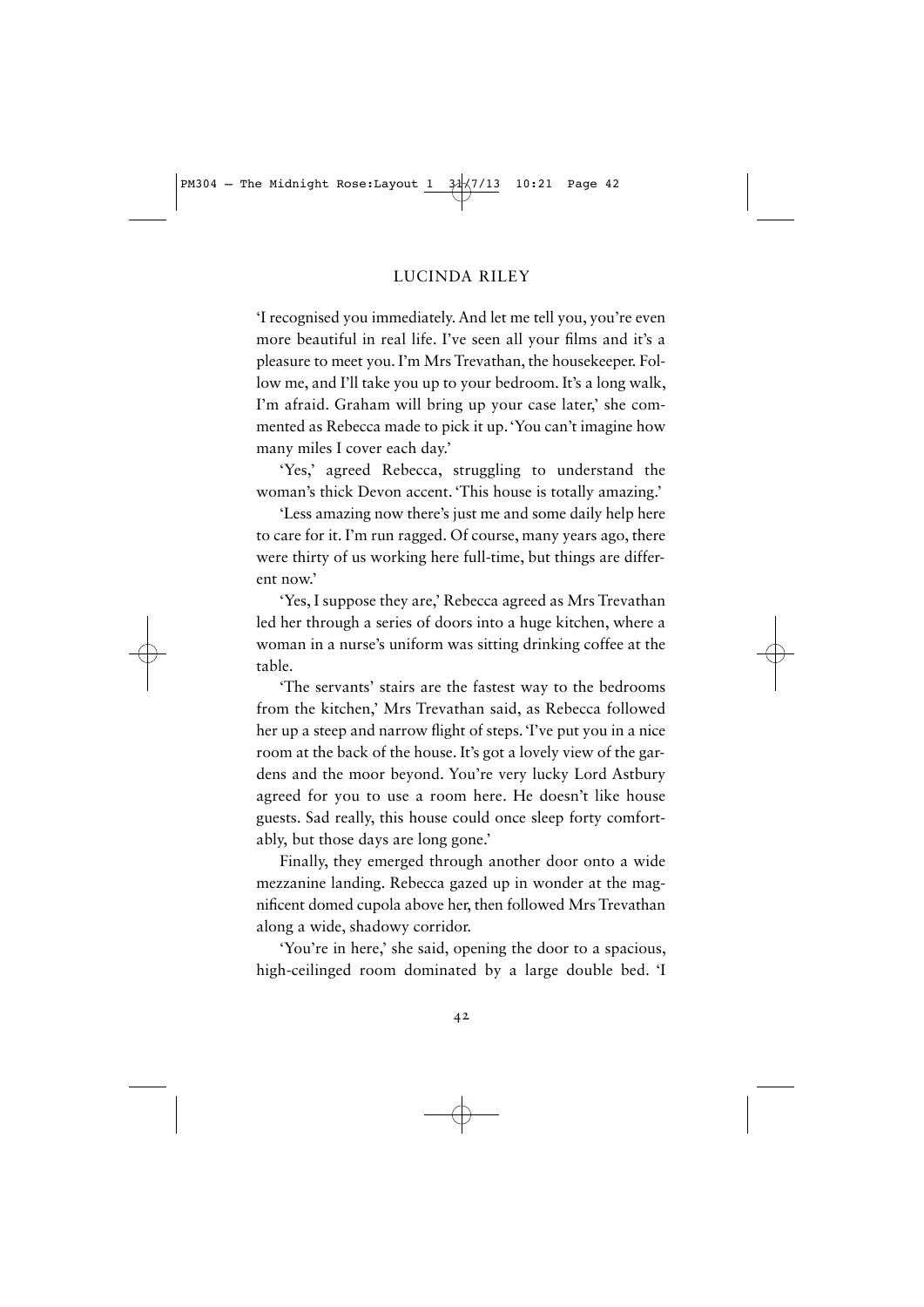'I recognised you immediately. And let me tell you, you're even more beautiful in real life. I've seen all your films and it's a pleasure to meet you. I'm Mrs Trevathan, the housekeeper. Follow me, and I'll take you up to your bedroom. It's a long walk, I'm afraid. Graham will bring up your case later,' she commented as Rebecca made to pick it up. 'You can't imagine how many miles I cover each day.'

'Yes,' agreed Rebecca, struggling to understand the woman's thick Devon accent. 'This house is totally amazing.'

'Less amazing now there's just me and some daily help here to care for it. I'm run ragged. Of course, many years ago, there were thirty of us working here full-time, but things are different now.'

'Yes, I suppose they are,' Rebecca agreed as Mrs Trevathan led her through a series of doors into a huge kitchen, where a woman in a nurse's uniform was sitting drinking coffee at the table.

'The servants' stairs are the fastest way to the bedrooms from the kitchen,' Mrs Trevathan said, as Rebecca followed her up a steep and narrow flight of steps. 'I've put you in a nice room at the back of the house. It's got a lovely view of the gardens and the moor beyond. You're very lucky Lord Astbury agreed for you to use a room here. He doesn't like house guests. Sad really, this house could once sleep forty comfortably, but those days are long gone.'

Finally, they emerged through another door onto a wide mezzanine landing. Rebecca gazed up in wonder at the magnificent domed cupola above her, then followed Mrs Trevathan along a wide, shadowy corridor.

'You're in here,' she said, opening the door to a spacious, high-ceilinged room dominated by a large double bed. 'I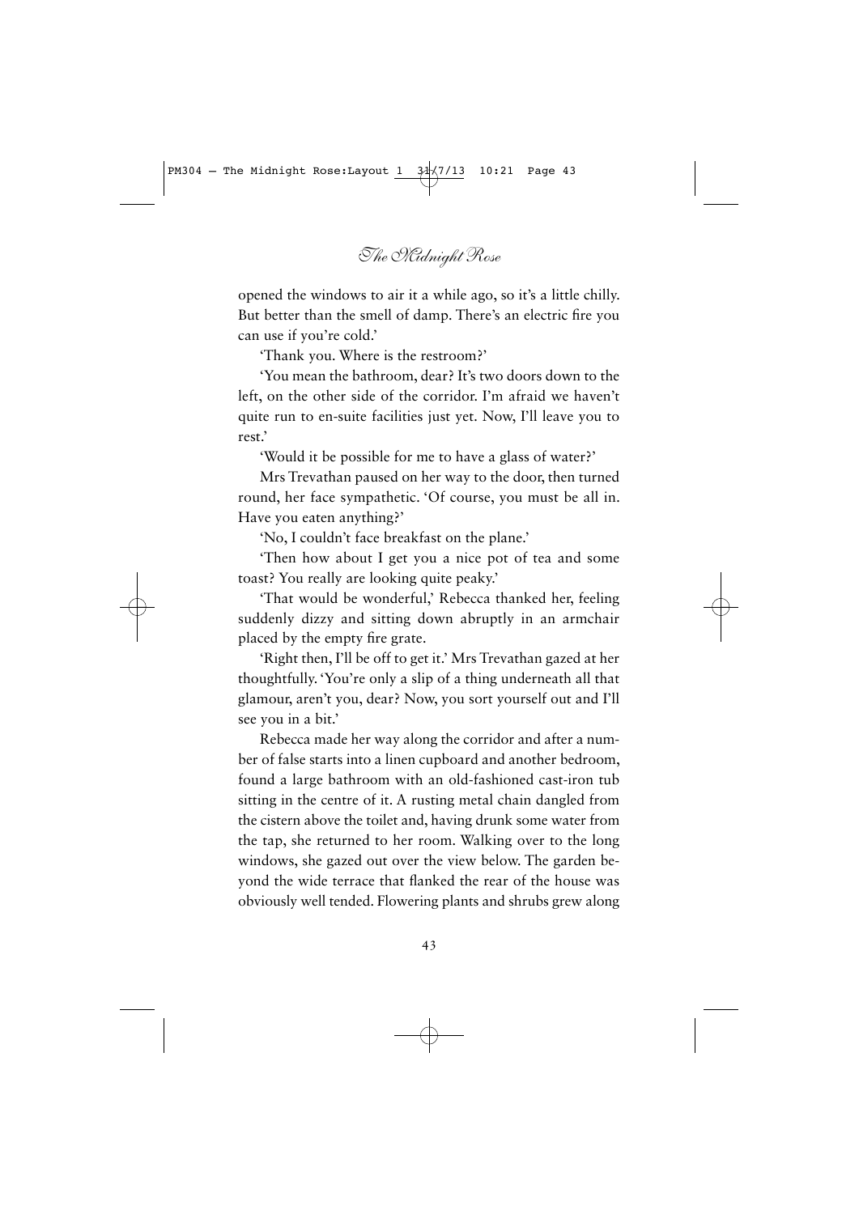opened the windows to air it a while ago, so it's a little chilly. But better than the smell of damp. There's an electric fire you can use if you're cold.'

'Thank you. Where is the restroom?'

'You mean the bathroom, dear? It's two doors down to the left, on the other side of the corridor. I'm afraid we haven't quite run to en-suite facilities just yet. Now, I'll leave you to rest.'

'Would it be possible for me to have a glass of water?'

Mrs Trevathan paused on her way to the door, then turned round, her face sympathetic. 'Of course, you must be all in. Have you eaten anything?'

'No, I couldn't face breakfast on the plane.'

'Then how about I get you a nice pot of tea and some toast? You really are looking quite peaky.'

'That would be wonderful,' Rebecca thanked her, feeling suddenly dizzy and sitting down abruptly in an armchair placed by the empty fire grate.

'Right then, I'll be off to get it.' Mrs Trevathan gazed at her thoughtfully. 'You're only a slip of a thing underneath all that glamour, aren't you, dear? Now, you sort yourself out and I'll see you in a bit.'

Rebecca made her way along the corridor and after a number of false starts into a linen cupboard and another bedroom, found a large bathroom with an old-fashioned cast-iron tub sitting in the centre of it. A rusting metal chain dangled from the cistern above the toilet and, having drunk some water from the tap, she returned to her room. Walking over to the long windows, she gazed out over the view below. The garden beyond the wide terrace that flanked the rear of the house was obviously well tended. Flowering plants and shrubs grew along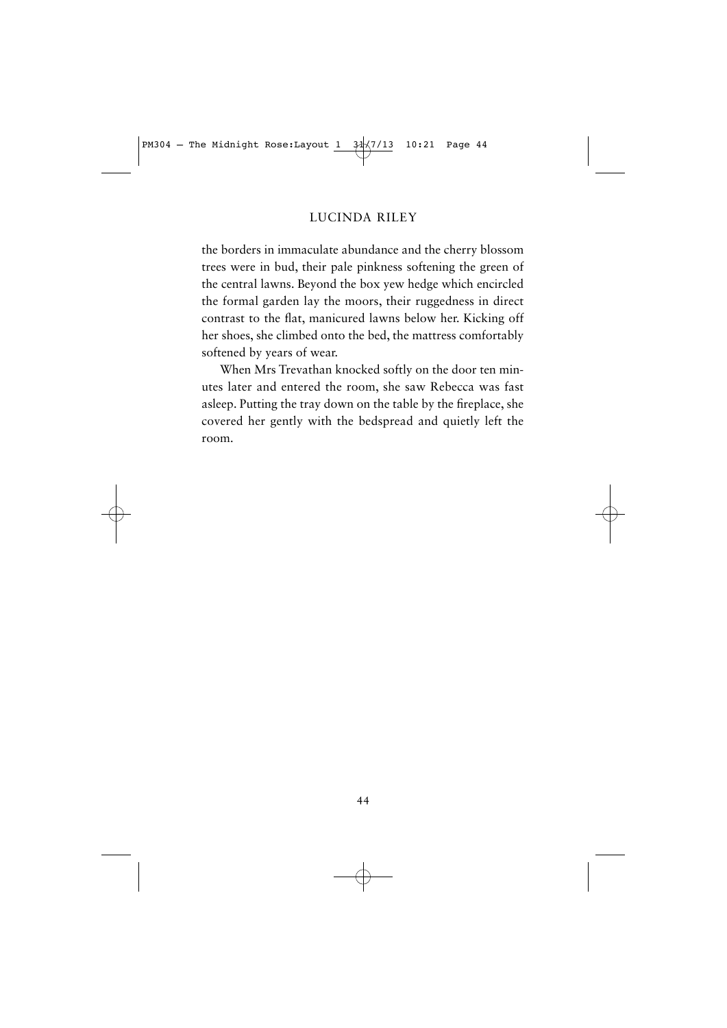the borders in immaculate abundance and the cherry blossom trees were in bud, their pale pinkness softening the green of the central lawns. Beyond the box yew hedge which encircled the formal garden lay the moors, their ruggedness in direct contrast to the flat, manicured lawns below her. Kicking off her shoes, she climbed onto the bed, the mattress comfortably softened by years of wear.

When Mrs Trevathan knocked softly on the door ten minutes later and entered the room, she saw Rebecca was fast asleep. Putting the tray down on the table by the fireplace, she covered her gently with the bedspread and quietly left the room.